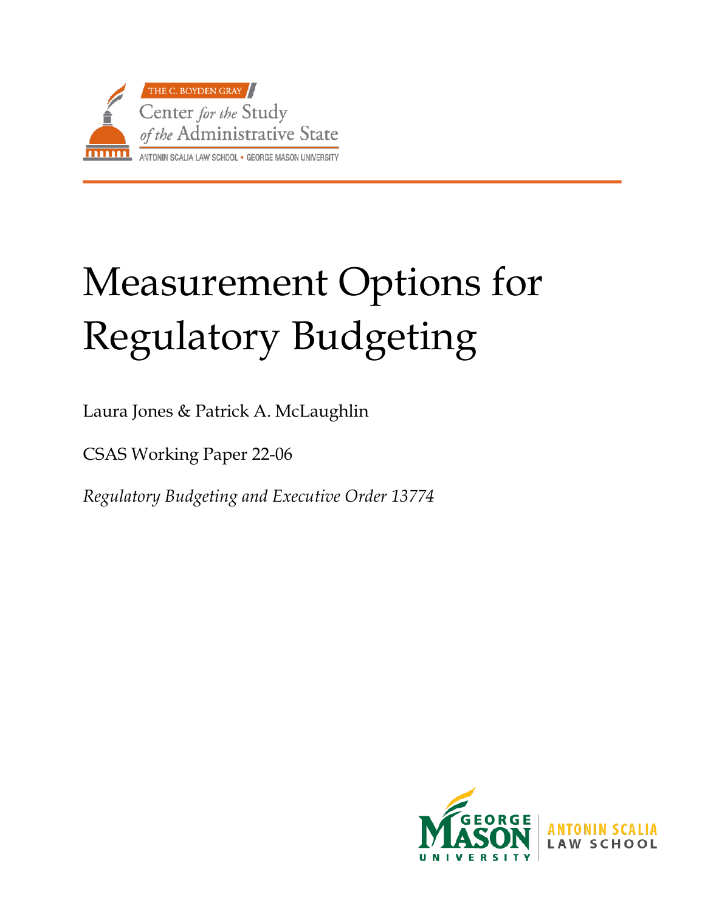THE C. BOYDEN GRAY

Center *for the* Study *of the* Administrative State

ANTONIN SCALIA LAW SCHOOL • GEORGE MASON UNIVERSITY

# Measurement Options for Regulatory Budgeting

Laura Jones & Patrick A. McLaughlin

CSAS Working Paper 22-06

*Regulatory Budgeting and Executive Order 13774*

GEORGE MASON UNIVERSITY | ANTONIN SCALIA LAW SCHOOL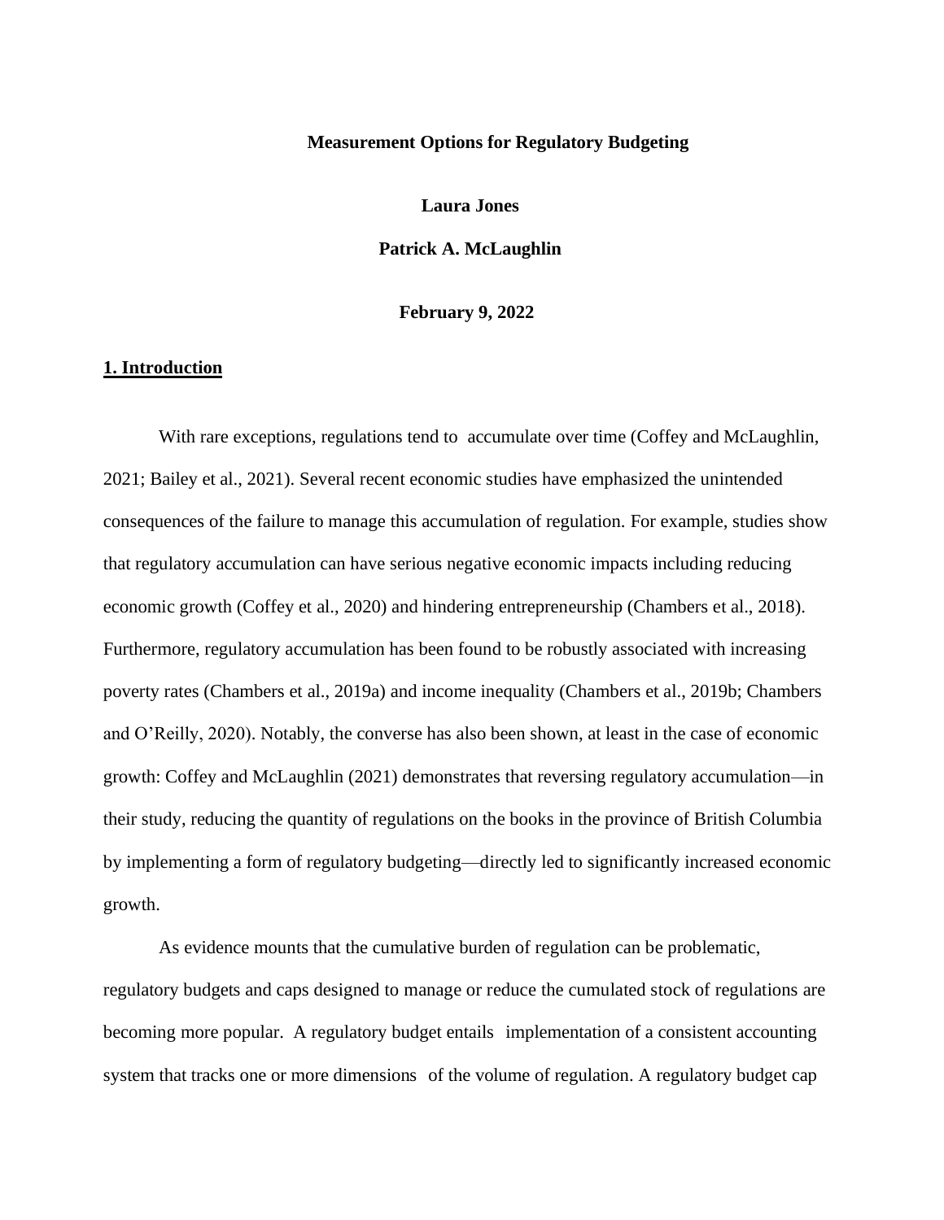**Measurement Options for Regulatory Budgeting**

**Laura Jones**

**Patrick A. McLaughlin**

**February 9, 2022**

## 1. Introduction

With rare exceptions, regulations tend to accumulate over time (Coffey and McLaughlin, 2021; Bailey et al., 2021). Several recent economic studies have emphasized the unintended consequences of the failure to manage this accumulation of regulation. For example, studies show that regulatory accumulation can have serious negative economic impacts including reducing economic growth (Coffey et al., 2020) and hindering entrepreneurship (Chambers et al., 2018). Furthermore, regulatory accumulation has been found to be robustly associated with increasing poverty rates (Chambers et al., 2019a) and income inequality (Chambers et al., 2019b; Chambers and O'Reilly, 2020). Notably, the converse has also been shown, at least in the case of economic growth: Coffey and McLaughlin (2021) demonstrates that reversing regulatory accumulation—in their study, reducing the quantity of regulations on the books in the province of British Columbia by implementing a form of regulatory budgeting—directly led to significantly increased economic growth.

As evidence mounts that the cumulative burden of regulation can be problematic, regulatory budgets and caps designed to manage or reduce the cumulated stock of regulations are becoming more popular. A regulatory budget entails implementation of a consistent accounting system that tracks one or more dimensions of the volume of regulation. A regulatory budget cap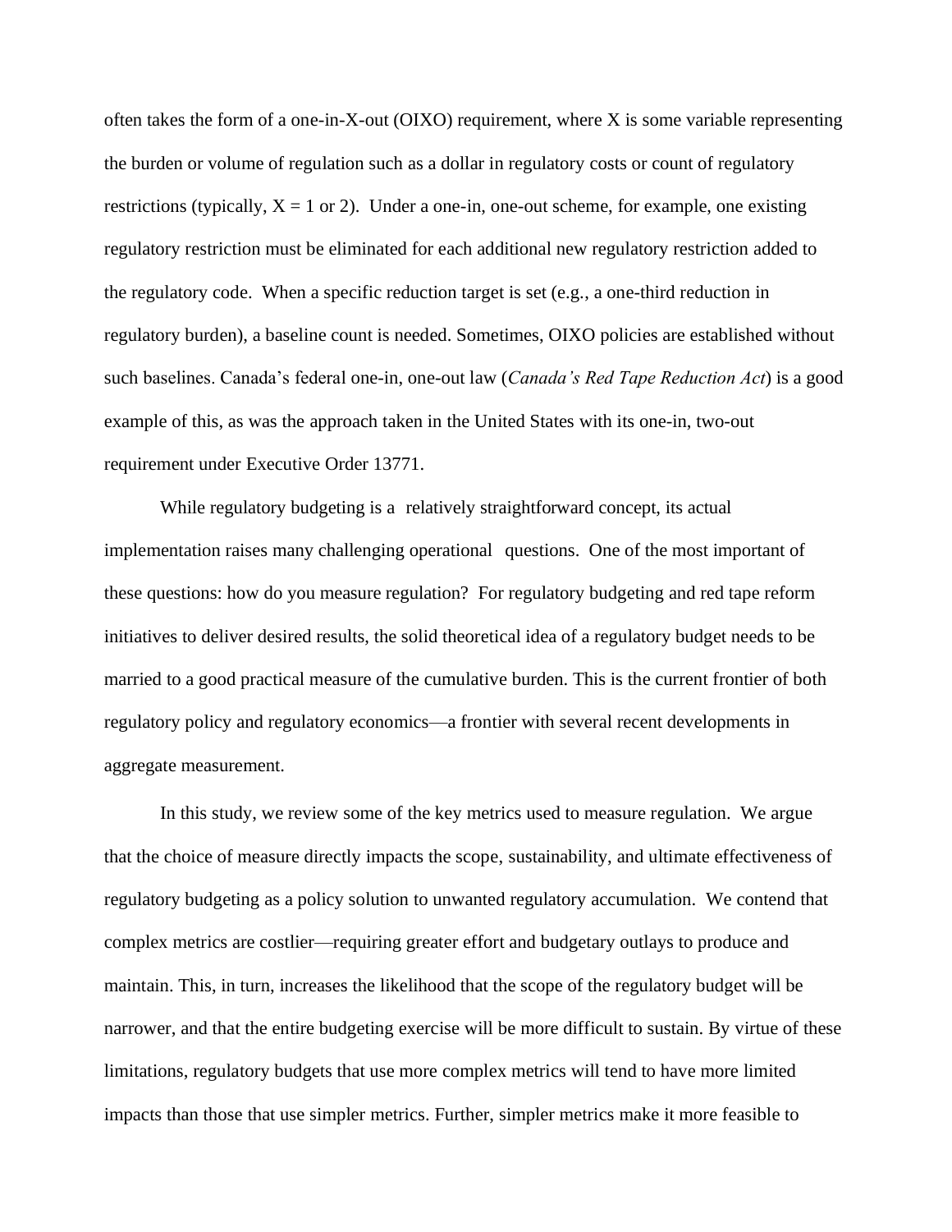often takes the form of a one-in-X-out (OIXO) requirement, where X is some variable representing the burden or volume of regulation such as a dollar in regulatory costs or count of regulatory restrictions (typically, $X = 1$ or 2). Under a one-in, one-out scheme, for example, one existing regulatory restriction must be eliminated for each additional new regulatory restriction added to the regulatory code. When a specific reduction target is set (e.g., a one-third reduction in regulatory burden), a baseline count is needed. Sometimes, OIXO policies are established without such baselines. Canada's federal one-in, one-out law (*Canada's Red Tape Reduction Act*) is a good example of this, as was the approach taken in the United States with its one-in, two-out requirement under Executive Order 13771.

While regulatory budgeting is a relatively straightforward concept, its actual implementation raises many challenging operational questions. One of the most important of these questions: how do you measure regulation? For regulatory budgeting and red tape reform initiatives to deliver desired results, the solid theoretical idea of a regulatory budget needs to be married to a good practical measure of the cumulative burden. This is the current frontier of both regulatory policy and regulatory economics—a frontier with several recent developments in aggregate measurement.

In this study, we review some of the key metrics used to measure regulation. We argue that the choice of measure directly impacts the scope, sustainability, and ultimate effectiveness of regulatory budgeting as a policy solution to unwanted regulatory accumulation. We contend that complex metrics are costlier—requiring greater effort and budgetary outlays to produce and maintain. This, in turn, increases the likelihood that the scope of the regulatory budget will be narrower, and that the entire budgeting exercise will be more difficult to sustain. By virtue of these limitations, regulatory budgets that use more complex metrics will tend to have more limited impacts than those that use simpler metrics. Further, simpler metrics make it more feasible to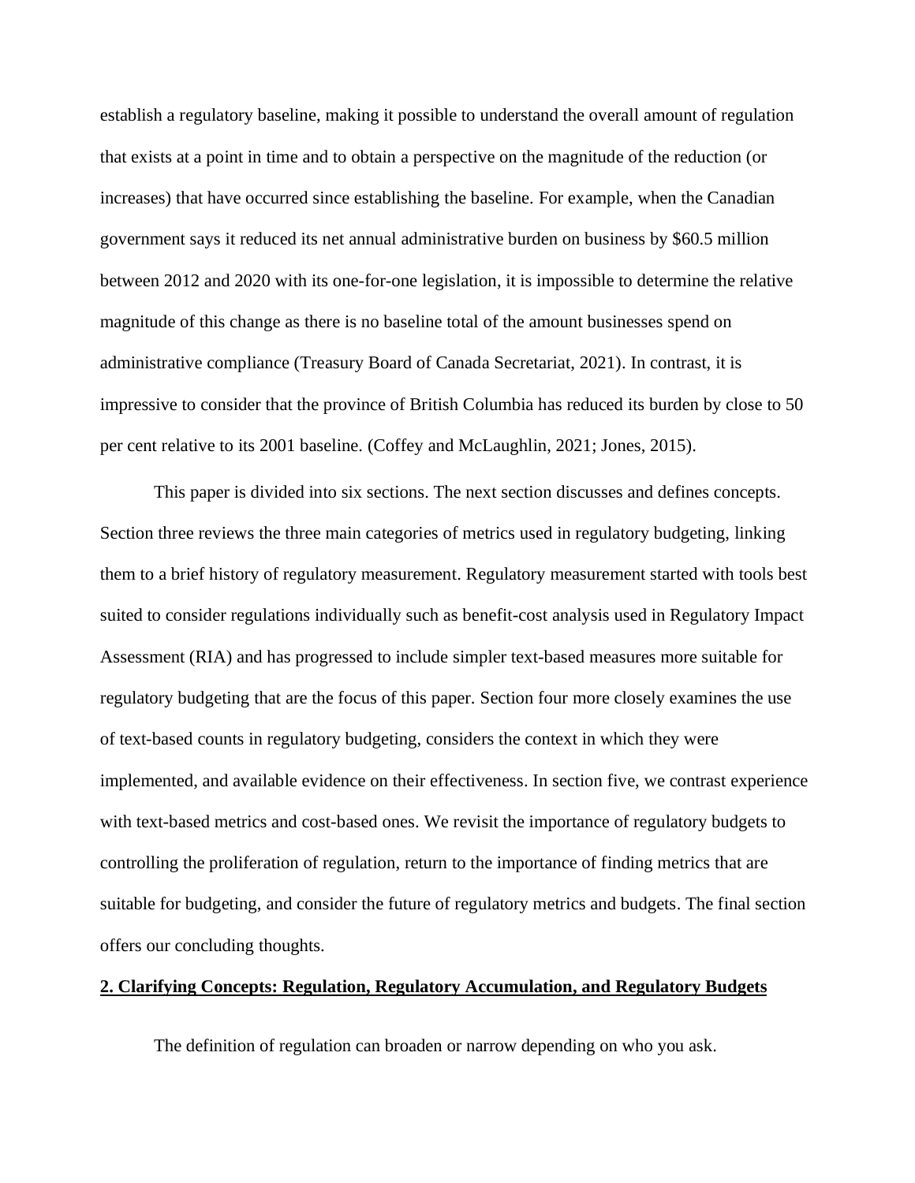establish a regulatory baseline, making it possible to understand the overall amount of regulation that exists at a point in time and to obtain a perspective on the magnitude of the reduction (or increases) that have occurred since establishing the baseline. For example, when the Canadian government says it reduced its net annual administrative burden on business by $60.5 million between 2012 and 2020 with its one-for-one legislation, it is impossible to determine the relative magnitude of this change as there is no baseline total of the amount businesses spend on administrative compliance (Treasury Board of Canada Secretariat, 2021). In contrast, it is impressive to consider that the province of British Columbia has reduced its burden by close to 50 per cent relative to its 2001 baseline. (Coffey and McLaughlin, 2021; Jones, 2015).

This paper is divided into six sections. The next section discusses and defines concepts. Section three reviews the three main categories of metrics used in regulatory budgeting, linking them to a brief history of regulatory measurement. Regulatory measurement started with tools best suited to consider regulations individually such as benefit-cost analysis used in Regulatory Impact Assessment (RIA) and has progressed to include simpler text-based measures more suitable for regulatory budgeting that are the focus of this paper. Section four more closely examines the use of text-based counts in regulatory budgeting, considers the context in which they were implemented, and available evidence on their effectiveness. In section five, we contrast experience with text-based metrics and cost-based ones. We revisit the importance of regulatory budgets to controlling the proliferation of regulation, return to the importance of finding metrics that are suitable for budgeting, and consider the future of regulatory metrics and budgets. The final section offers our concluding thoughts.

## 2. Clarifying Concepts: Regulation, Regulatory Accumulation, and Regulatory Budgets

The definition of regulation can broaden or narrow depending on who you ask.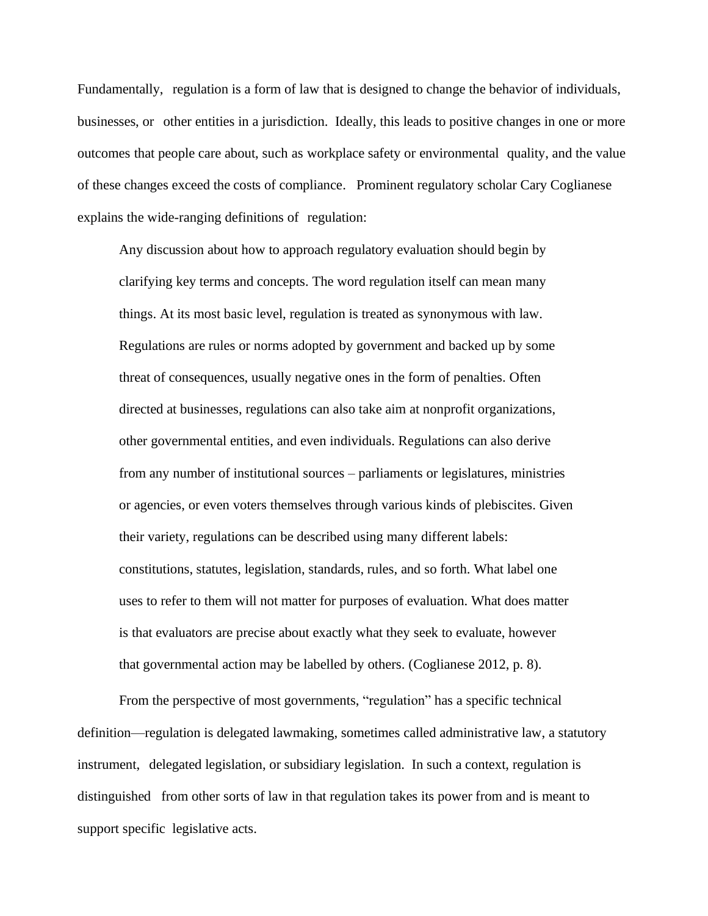Fundamentally, regulation is a form of law that is designed to change the behavior of individuals, businesses, or other entities in a jurisdiction. Ideally, this leads to positive changes in one or more outcomes that people care about, such as workplace safety or environmental quality, and the value of these changes exceed the costs of compliance. Prominent regulatory scholar Cary Coglianese explains the wide-ranging definitions of regulation:

> Any discussion about how to approach regulatory evaluation should begin by clarifying key terms and concepts. The word regulation itself can mean many things. At its most basic level, regulation is treated as synonymous with law. Regulations are rules or norms adopted by government and backed up by some threat of consequences, usually negative ones in the form of penalties. Often directed at businesses, regulations can also take aim at nonprofit organizations, other governmental entities, and even individuals. Regulations can also derive from any number of institutional sources – parliaments or legislatures, ministries or agencies, or even voters themselves through various kinds of plebiscites. Given their variety, regulations can be described using many different labels: constitutions, statutes, legislation, standards, rules, and so forth. What label one uses to refer to them will not matter for purposes of evaluation. What does matter is that evaluators are precise about exactly what they seek to evaluate, however that governmental action may be labelled by others. (Coglianese 2012, p. 8).

From the perspective of most governments, "regulation" has a specific technical definition—regulation is delegated lawmaking, sometimes called administrative law, a statutory instrument, delegated legislation, or subsidiary legislation. In such a context, regulation is distinguished from other sorts of law in that regulation takes its power from and is meant to support specific legislative acts.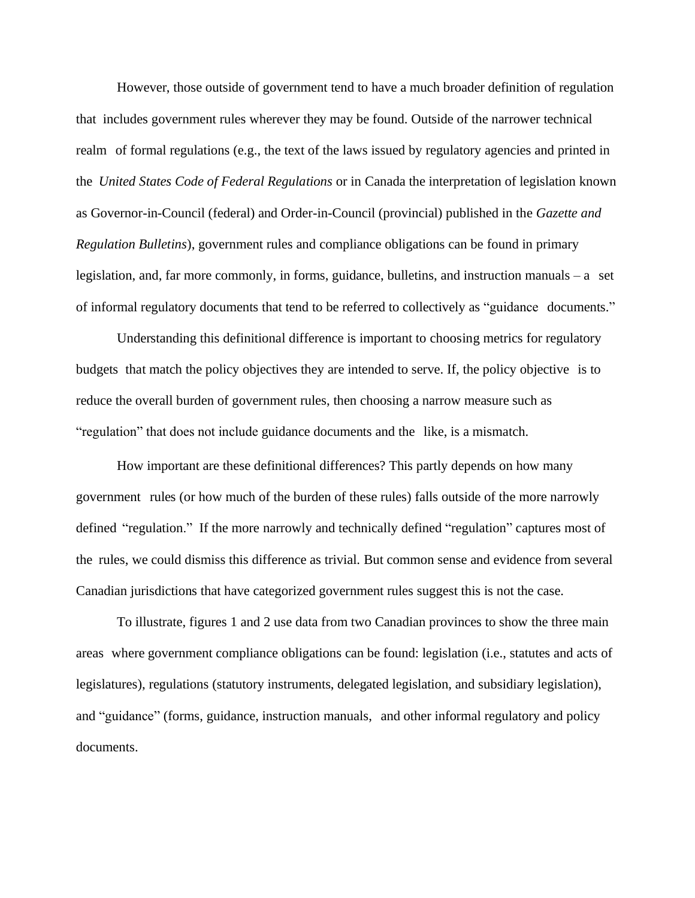However, those outside of government tend to have a much broader definition of regulation that includes government rules wherever they may be found. Outside of the narrower technical realm of formal regulations (e.g., the text of the laws issued by regulatory agencies and printed in the *United States Code of Federal Regulations* or in Canada the interpretation of legislation known as Governor-in-Council (federal) and Order-in-Council (provincial) published in the *Gazette and Regulation Bulletins*), government rules and compliance obligations can be found in primary legislation, and, far more commonly, in forms, guidance, bulletins, and instruction manuals – a set of informal regulatory documents that tend to be referred to collectively as "guidance documents."

Understanding this definitional difference is important to choosing metrics for regulatory budgets that match the policy objectives they are intended to serve. If, the policy objective is to reduce the overall burden of government rules, then choosing a narrow measure such as "regulation" that does not include guidance documents and the like, is a mismatch.

How important are these definitional differences? This partly depends on how many government rules (or how much of the burden of these rules) falls outside of the more narrowly defined "regulation." If the more narrowly and technically defined "regulation" captures most of the rules, we could dismiss this difference as trivial. But common sense and evidence from several Canadian jurisdictions that have categorized government rules suggest this is not the case.

To illustrate, figures 1 and 2 use data from two Canadian provinces to show the three main areas where government compliance obligations can be found: legislation (i.e., statutes and acts of legislatures), regulations (statutory instruments, delegated legislation, and subsidiary legislation), and "guidance" (forms, guidance, instruction manuals, and other informal regulatory and policy documents.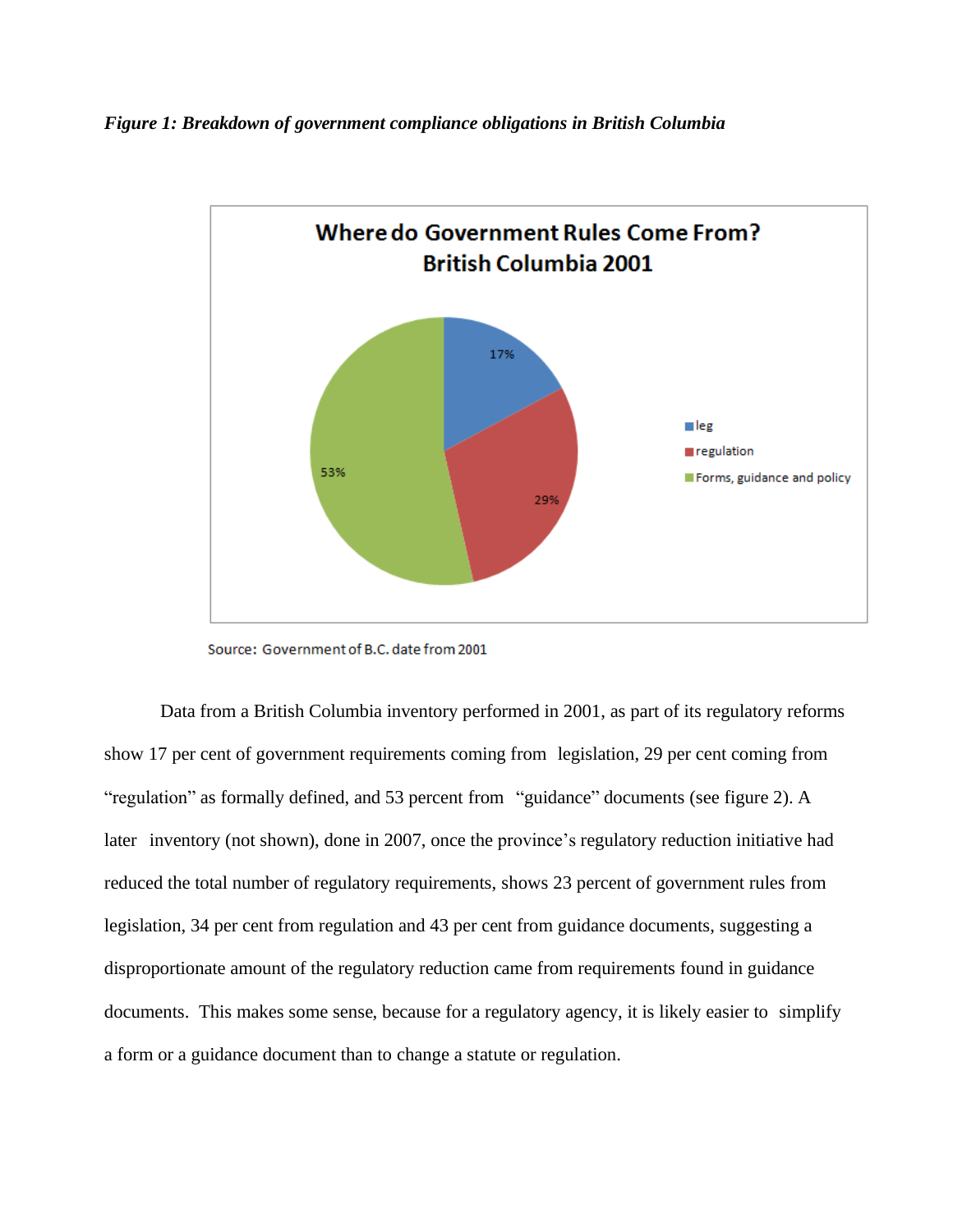*Figure 1: Breakdown of government compliance obligations in British Columbia*

Source: Government of B.C. date from 2001

Data from a British Columbia inventory performed in 2001, as part of its regulatory reforms show 17 per cent of government requirements coming from legislation, 29 per cent coming from "regulation" as formally defined, and 53 percent from "guidance" documents (see figure 2). A later inventory (not shown), done in 2007, once the province's regulatory reduction initiative had reduced the total number of regulatory requirements, shows 23 percent of government rules from legislation, 34 per cent from regulation and 43 per cent from guidance documents, suggesting a disproportionate amount of the regulatory reduction came from requirements found in guidance documents. This makes some sense, because for a regulatory agency, it is likely easier to simplify a form or a guidance document than to change a statute or regulation.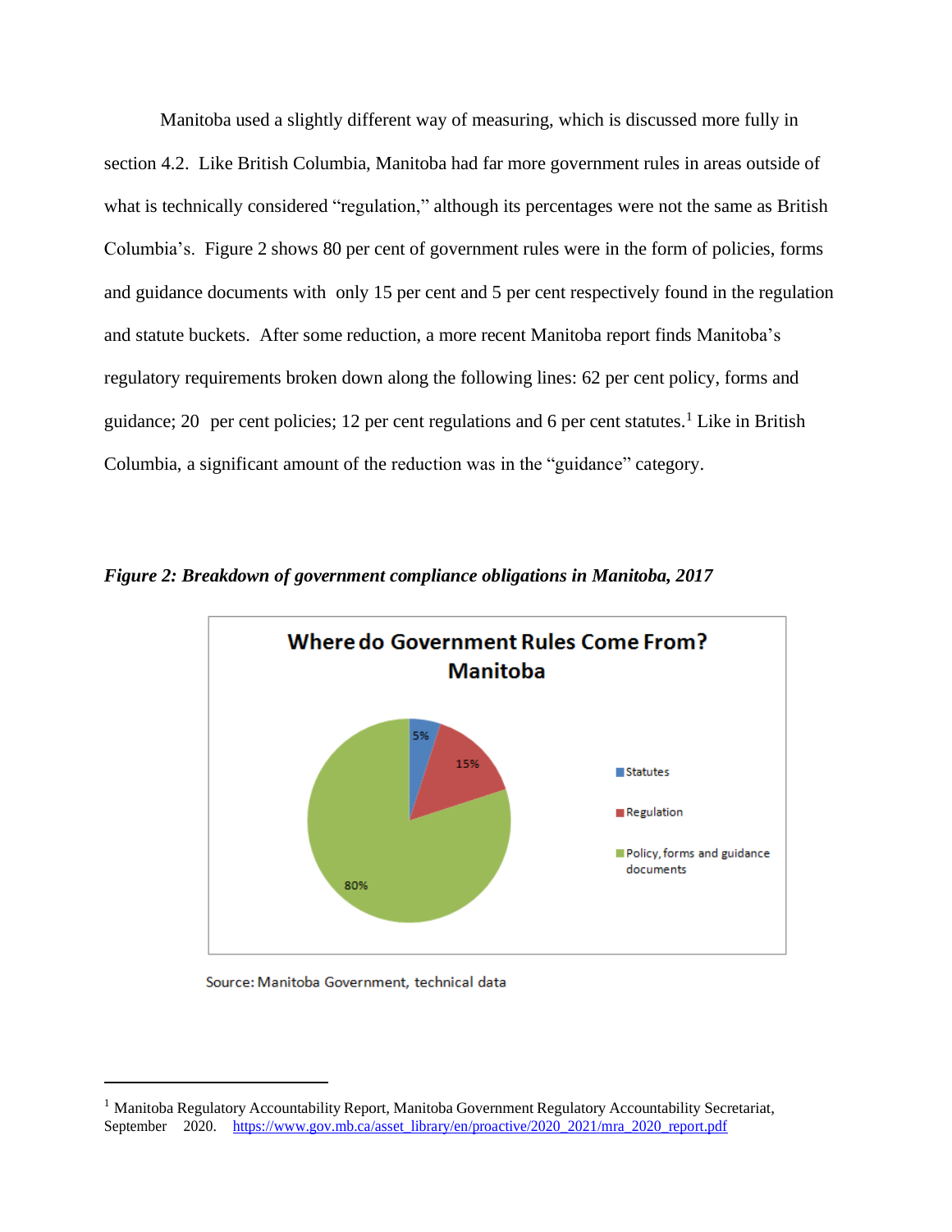Manitoba used a slightly different way of measuring, which is discussed more fully in section 4.2. Like British Columbia, Manitoba had far more government rules in areas outside of what is technically considered "regulation," although its percentages were not the same as British Columbia's. Figure 2 shows 80 per cent of government rules were in the form of policies, forms and guidance documents with only 15 per cent and 5 per cent respectively found in the regulation and statute buckets. After some reduction, a more recent Manitoba report finds Manitoba's regulatory requirements broken down along the following lines: 62 per cent policy, forms and guidance; 20 per cent policies; 12 per cent regulations and 6 per cent statutes.[1] Like in British Columbia, a significant amount of the reduction was in the "guidance" category.

***Figure 2: Breakdown of government compliance obligations in Manitoba, 2017***

Source: Manitoba Government, technical data

[1] Manitoba Regulatory Accountability Report, Manitoba Government Regulatory Accountability Secretariat, September 2020. https://www.gov.mb.ca/asset_library/en/proactive/2020_2021/mra_2020_report.pdf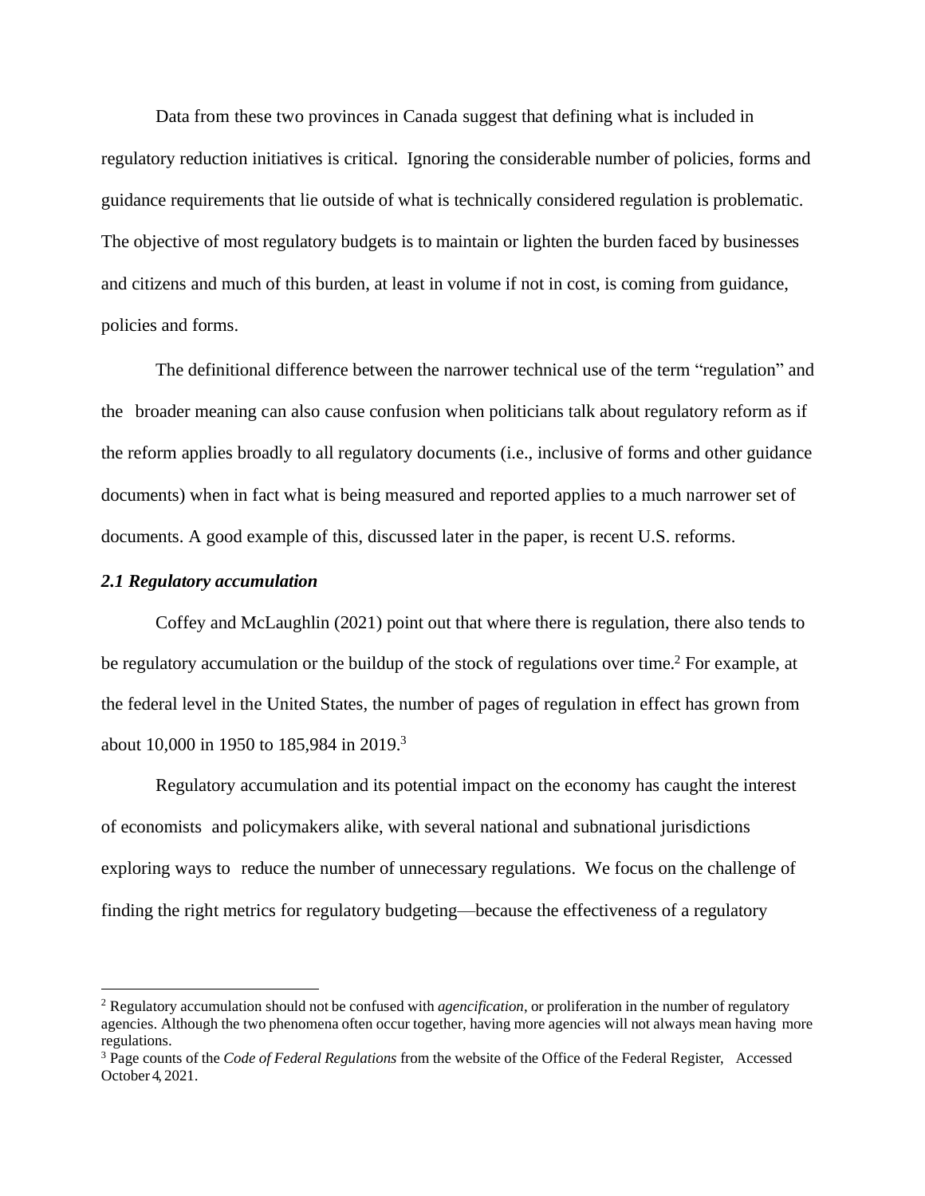Data from these two provinces in Canada suggest that defining what is included in regulatory reduction initiatives is critical. Ignoring the considerable number of policies, forms and guidance requirements that lie outside of what is technically considered regulation is problematic. The objective of most regulatory budgets is to maintain or lighten the burden faced by businesses and citizens and much of this burden, at least in volume if not in cost, is coming from guidance, policies and forms.

The definitional difference between the narrower technical use of the term "regulation" and the broader meaning can also cause confusion when politicians talk about regulatory reform as if the reform applies broadly to all regulatory documents (i.e., inclusive of forms and other guidance documents) when in fact what is being measured and reported applies to a much narrower set of documents. A good example of this, discussed later in the paper, is recent U.S. reforms.

### *2.1 Regulatory accumulation*

Coffey and McLaughlin (2021) point out that where there is regulation, there also tends to be regulatory accumulation or the buildup of the stock of regulations over time.[2] For example, at the federal level in the United States, the number of pages of regulation in effect has grown from about 10,000 in 1950 to 185,984 in 2019.[3]

Regulatory accumulation and its potential impact on the economy has caught the interest of economists and policymakers alike, with several national and subnational jurisdictions exploring ways to reduce the number of unnecessary regulations. We focus on the challenge of finding the right metrics for regulatory budgeting—because the effectiveness of a regulatory

---

[2] Regulatory accumulation should not be confused with *agencification*, or proliferation in the number of regulatory agencies. Although the two phenomena often occur together, having more agencies will not always mean having more regulations.

[3] Page counts of the *Code of Federal Regulations* from the website of the Office of the Federal Register, Accessed October 4, 2021.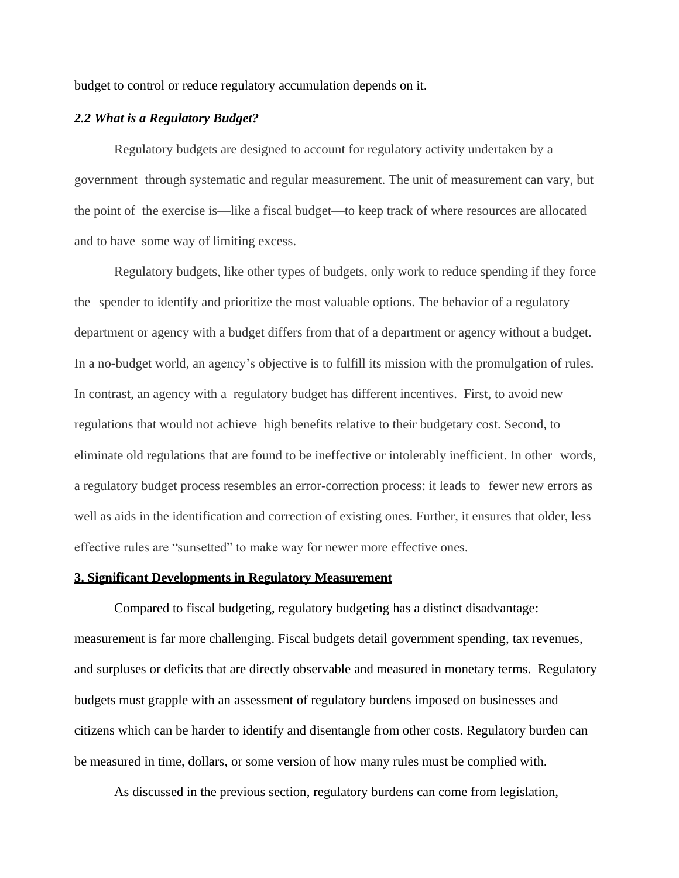budget to control or reduce regulatory accumulation depends on it.

### *2.2 What is a Regulatory Budget?*

Regulatory budgets are designed to account for regulatory activity undertaken by a government through systematic and regular measurement. The unit of measurement can vary, but the point of the exercise is—like a fiscal budget—to keep track of where resources are allocated and to have some way of limiting excess.

Regulatory budgets, like other types of budgets, only work to reduce spending if they force the spender to identify and prioritize the most valuable options. The behavior of a regulatory department or agency with a budget differs from that of a department or agency without a budget. In a no-budget world, an agency's objective is to fulfill its mission with the promulgation of rules. In contrast, an agency with a regulatory budget has different incentives. First, to avoid new regulations that would not achieve high benefits relative to their budgetary cost. Second, to eliminate old regulations that are found to be ineffective or intolerably inefficient. In other words, a regulatory budget process resembles an error-correction process: it leads to fewer new errors as well as aids in the identification and correction of existing ones. Further, it ensures that older, less effective rules are "sunsetted" to make way for newer more effective ones.

## 3. Significant Developments in Regulatory Measurement

Compared to fiscal budgeting, regulatory budgeting has a distinct disadvantage: measurement is far more challenging. Fiscal budgets detail government spending, tax revenues, and surpluses or deficits that are directly observable and measured in monetary terms. Regulatory budgets must grapple with an assessment of regulatory burdens imposed on businesses and citizens which can be harder to identify and disentangle from other costs. Regulatory burden can be measured in time, dollars, or some version of how many rules must be complied with.

As discussed in the previous section, regulatory burdens can come from legislation,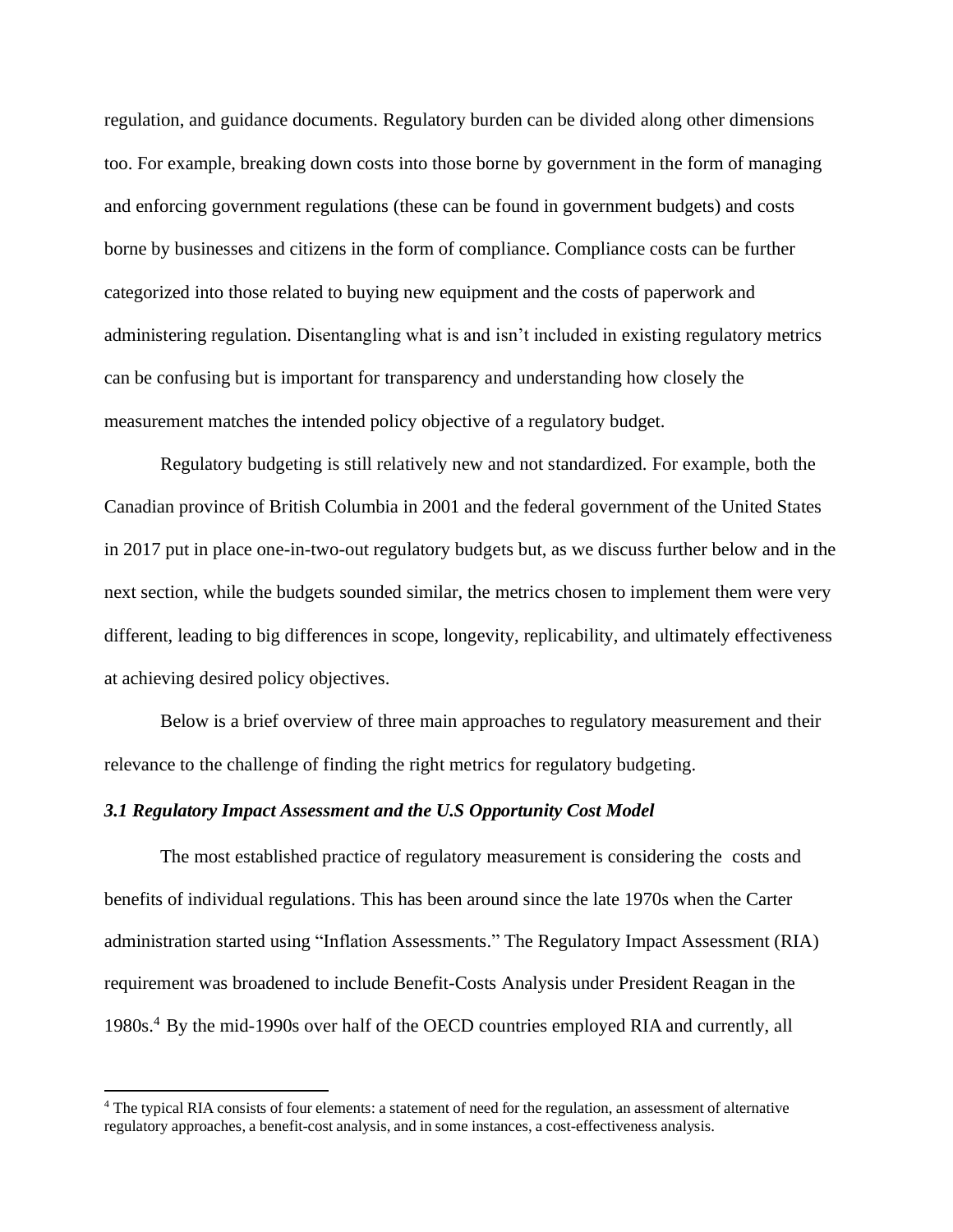regulation, and guidance documents. Regulatory burden can be divided along other dimensions too. For example, breaking down costs into those borne by government in the form of managing and enforcing government regulations (these can be found in government budgets) and costs borne by businesses and citizens in the form of compliance. Compliance costs can be further categorized into those related to buying new equipment and the costs of paperwork and administering regulation. Disentangling what is and isn't included in existing regulatory metrics can be confusing but is important for transparency and understanding how closely the measurement matches the intended policy objective of a regulatory budget.

Regulatory budgeting is still relatively new and not standardized. For example, both the Canadian province of British Columbia in 2001 and the federal government of the United States in 2017 put in place one-in-two-out regulatory budgets but, as we discuss further below and in the next section, while the budgets sounded similar, the metrics chosen to implement them were very different, leading to big differences in scope, longevity, replicability, and ultimately effectiveness at achieving desired policy objectives.

Below is a brief overview of three main approaches to regulatory measurement and their relevance to the challenge of finding the right metrics for regulatory budgeting.

### *3.1 Regulatory Impact Assessment and the U.S Opportunity Cost Model*

The most established practice of regulatory measurement is considering the costs and benefits of individual regulations. This has been around since the late 1970s when the Carter administration started using "Inflation Assessments." The Regulatory Impact Assessment (RIA) requirement was broadened to include Benefit-Costs Analysis under President Reagan in the 1980s.[4] By the mid-1990s over half of the OECD countries employed RIA and currently, all

[4] The typical RIA consists of four elements: a statement of need for the regulation, an assessment of alternative regulatory approaches, a benefit-cost analysis, and in some instances, a cost-effectiveness analysis.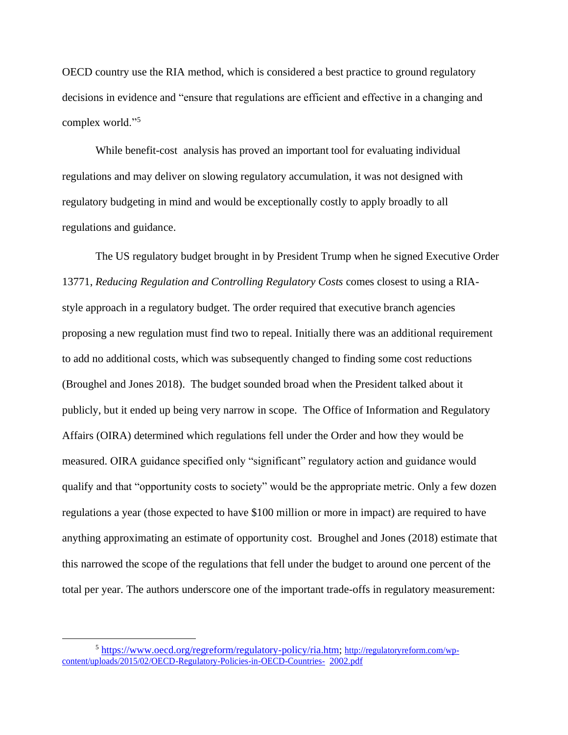OECD country use the RIA method, which is considered a best practice to ground regulatory decisions in evidence and "ensure that regulations are efficient and effective in a changing and complex world."[5]

While benefit-cost analysis has proved an important tool for evaluating individual regulations and may deliver on slowing regulatory accumulation, it was not designed with regulatory budgeting in mind and would be exceptionally costly to apply broadly to all regulations and guidance.

The US regulatory budget brought in by President Trump when he signed Executive Order 13771, *Reducing Regulation and Controlling Regulatory Costs* comes closest to using a RIA-style approach in a regulatory budget. The order required that executive branch agencies proposing a new regulation must find two to repeal. Initially there was an additional requirement to add no additional costs, which was subsequently changed to finding some cost reductions (Broughel and Jones 2018). The budget sounded broad when the President talked about it publicly, but it ended up being very narrow in scope. The Office of Information and Regulatory Affairs (OIRA) determined which regulations fell under the Order and how they would be measured. OIRA guidance specified only "significant" regulatory action and guidance would qualify and that "opportunity costs to society" would be the appropriate metric. Only a few dozen regulations a year (those expected to have $100 million or more in impact) are required to have anything approximating an estimate of opportunity cost. Broughel and Jones (2018) estimate that this narrowed the scope of the regulations that fell under the budget to around one percent of the total per year. The authors underscore one of the important trade-offs in regulatory measurement:

---

[5] https://www.oecd.org/regreform/regulatory-policy/ria.htm; http://regulatoryreform.com/wp-content/uploads/2015/02/OECD-Regulatory-Policies-in-OECD-Countries- 2002.pdf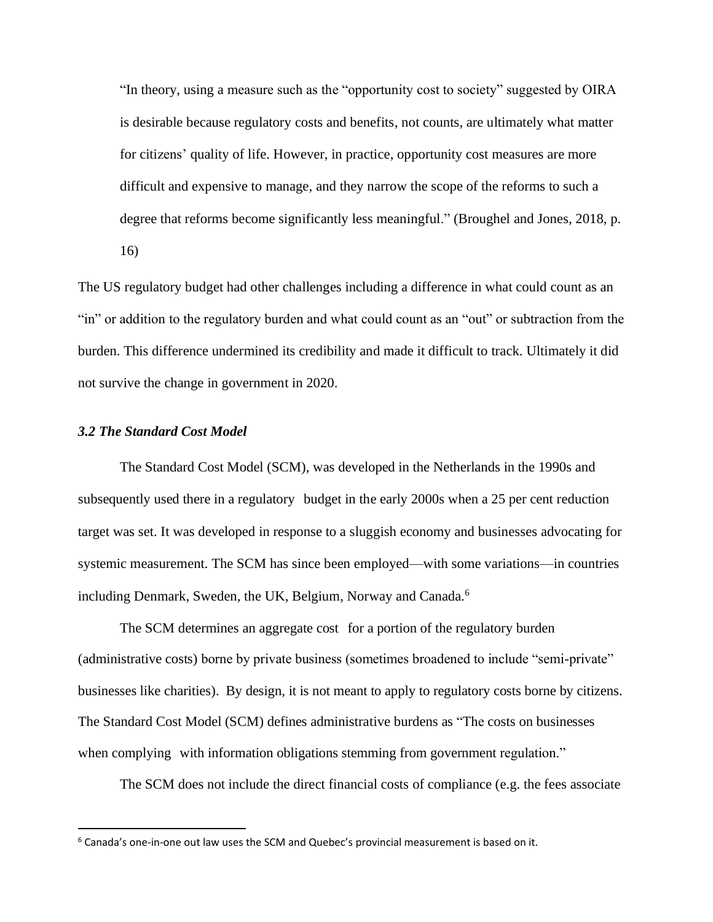> "In theory, using a measure such as the "opportunity cost to society" suggested by OIRA is desirable because regulatory costs and benefits, not counts, are ultimately what matter for citizens' quality of life. However, in practice, opportunity cost measures are more difficult and expensive to manage, and they narrow the scope of the reforms to such a degree that reforms become significantly less meaningful." (Broughel and Jones, 2018, p. 16)

The US regulatory budget had other challenges including a difference in what could count as an "in" or addition to the regulatory burden and what could count as an "out" or subtraction from the burden. This difference undermined its credibility and made it difficult to track. Ultimately it did not survive the change in government in 2020.

### *3.2 The Standard Cost Model*

The Standard Cost Model (SCM), was developed in the Netherlands in the 1990s and subsequently used there in a regulatory budget in the early 2000s when a 25 per cent reduction target was set. It was developed in response to a sluggish economy and businesses advocating for systemic measurement. The SCM has since been employed—with some variations—in countries including Denmark, Sweden, the UK, Belgium, Norway and Canada.[6]

The SCM determines an aggregate cost for a portion of the regulatory burden (administrative costs) borne by private business (sometimes broadened to include "semi-private" businesses like charities). By design, it is not meant to apply to regulatory costs borne by citizens. The Standard Cost Model (SCM) defines administrative burdens as "The costs on businesses when complying with information obligations stemming from government regulation."

The SCM does not include the direct financial costs of compliance (e.g. the fees associate

[6] Canada's one-in-one out law uses the SCM and Quebec's provincial measurement is based on it.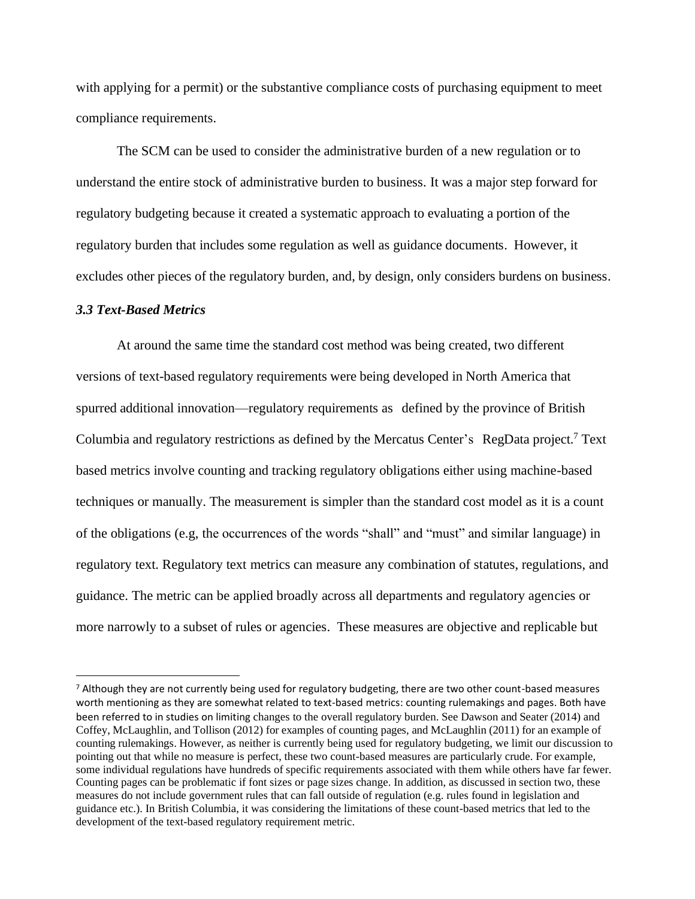with applying for a permit) or the substantive compliance costs of purchasing equipment to meet compliance requirements.

The SCM can be used to consider the administrative burden of a new regulation or to understand the entire stock of administrative burden to business. It was a major step forward for regulatory budgeting because it created a systematic approach to evaluating a portion of the regulatory burden that includes some regulation as well as guidance documents. However, it excludes other pieces of the regulatory burden, and, by design, only considers burdens on business.

### *3.3 Text-Based Metrics*

At around the same time the standard cost method was being created, two different versions of text-based regulatory requirements were being developed in North America that spurred additional innovation—regulatory requirements as defined by the province of British Columbia and regulatory restrictions as defined by the Mercatus Center's RegData project.[7] Text based metrics involve counting and tracking regulatory obligations either using machine-based techniques or manually. The measurement is simpler than the standard cost model as it is a count of the obligations (e.g, the occurrences of the words "shall" and "must" and similar language) in regulatory text. Regulatory text metrics can measure any combination of statutes, regulations, and guidance. The metric can be applied broadly across all departments and regulatory agencies or more narrowly to a subset of rules or agencies. These measures are objective and replicable but

---

[7] Although they are not currently being used for regulatory budgeting, there are two other count-based measures worth mentioning as they are somewhat related to text-based metrics: counting rulemakings and pages. Both have been referred to in studies on limiting changes to the overall regulatory burden. See Dawson and Seater (2014) and Coffey, McLaughlin, and Tollison (2012) for examples of counting pages, and McLaughlin (2011) for an example of counting rulemakings. However, as neither is currently being used for regulatory budgeting, we limit our discussion to pointing out that while no measure is perfect, these two count-based measures are particularly crude. For example, some individual regulations have hundreds of specific requirements associated with them while others have far fewer. Counting pages can be problematic if font sizes or page sizes change. In addition, as discussed in section two, these measures do not include government rules that can fall outside of regulation (e.g. rules found in legislation and guidance etc.). In British Columbia, it was considering the limitations of these count-based metrics that led to the development of the text-based regulatory requirement metric.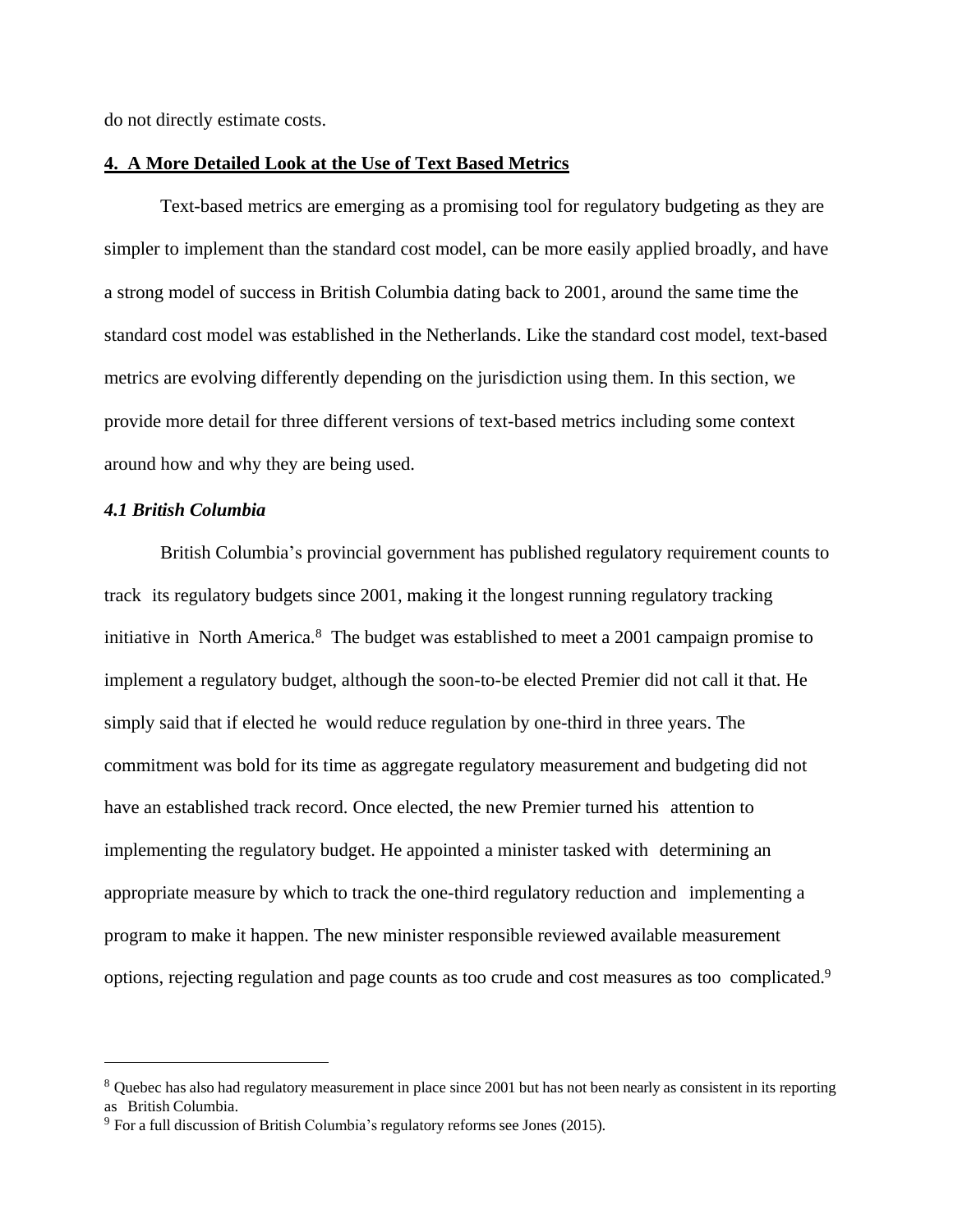do not directly estimate costs.

## 4. A More Detailed Look at the Use of Text Based Metrics

Text-based metrics are emerging as a promising tool for regulatory budgeting as they are simpler to implement than the standard cost model, can be more easily applied broadly, and have a strong model of success in British Columbia dating back to 2001, around the same time the standard cost model was established in the Netherlands. Like the standard cost model, text-based metrics are evolving differently depending on the jurisdiction using them. In this section, we provide more detail for three different versions of text-based metrics including some context around how and why they are being used.

### *4.1 British Columbia*

British Columbia's provincial government has published regulatory requirement counts to track its regulatory budgets since 2001, making it the longest running regulatory tracking initiative in North America.[8] The budget was established to meet a 2001 campaign promise to implement a regulatory budget, although the soon-to-be elected Premier did not call it that. He simply said that if elected he would reduce regulation by one-third in three years. The commitment was bold for its time as aggregate regulatory measurement and budgeting did not have an established track record. Once elected, the new Premier turned his attention to implementing the regulatory budget. He appointed a minister tasked with determining an appropriate measure by which to track the one-third regulatory reduction and implementing a program to make it happen. The new minister responsible reviewed available measurement options, rejecting regulation and page counts as too crude and cost measures as too complicated.[9]

---

[8] Quebec has also had regulatory measurement in place since 2001 but has not been nearly as consistent in its reporting as British Columbia.

[9] For a full discussion of British Columbia's regulatory reforms see Jones (2015).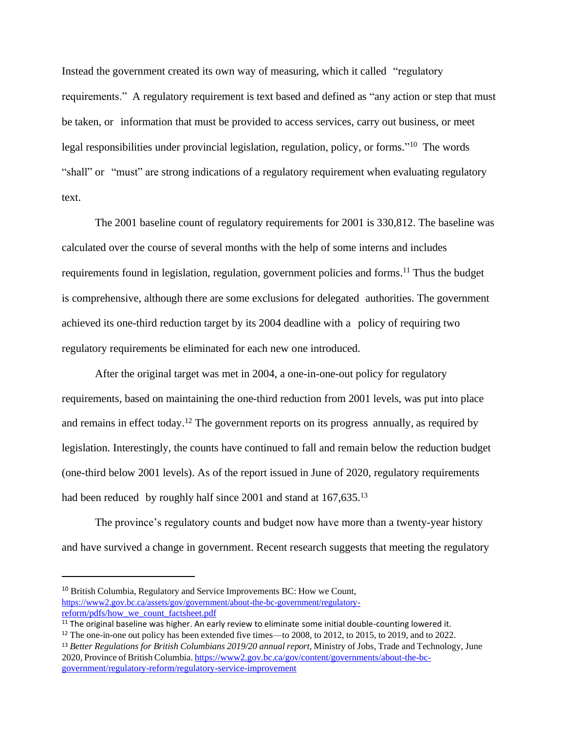Instead the government created its own way of measuring, which it called "regulatory requirements." A regulatory requirement is text based and defined as "any action or step that must be taken, or information that must be provided to access services, carry out business, or meet legal responsibilities under provincial legislation, regulation, policy, or forms."[10] The words "shall" or "must" are strong indications of a regulatory requirement when evaluating regulatory text.

The 2001 baseline count of regulatory requirements for 2001 is 330,812. The baseline was calculated over the course of several months with the help of some interns and includes requirements found in legislation, regulation, government policies and forms.[11] Thus the budget is comprehensive, although there are some exclusions for delegated authorities. The government achieved its one-third reduction target by its 2004 deadline with a policy of requiring two regulatory requirements be eliminated for each new one introduced.

After the original target was met in 2004, a one-in-one-out policy for regulatory requirements, based on maintaining the one-third reduction from 2001 levels, was put into place and remains in effect today.[12] The government reports on its progress annually, as required by legislation. Interestingly, the counts have continued to fall and remain below the reduction budget (one-third below 2001 levels). As of the report issued in June of 2020, regulatory requirements had been reduced by roughly half since 2001 and stand at 167,635.[13]

The province's regulatory counts and budget now have more than a twenty-year history and have survived a change in government. Recent research suggests that meeting the regulatory

---

[10] British Columbia, Regulatory and Service Improvements BC: How we Count, https://www2.gov.bc.ca/assets/gov/government/about-the-bc-government/regulatory-reform/pdfs/how_we_count_factsheet.pdf

[11] The original baseline was higher. An early review to eliminate some initial double-counting lowered it.

[12] The one-in-one out policy has been extended five times—to 2008, to 2012, to 2015, to 2019, and to 2022.

[13] *Better Regulations for British Columbians 2019/20 annual report*, Ministry of Jobs, Trade and Technology, June 2020, Province of British Columbia. https://www2.gov.bc.ca/gov/content/governments/about-the-bc-government/regulatory-reform/regulatory-service-improvement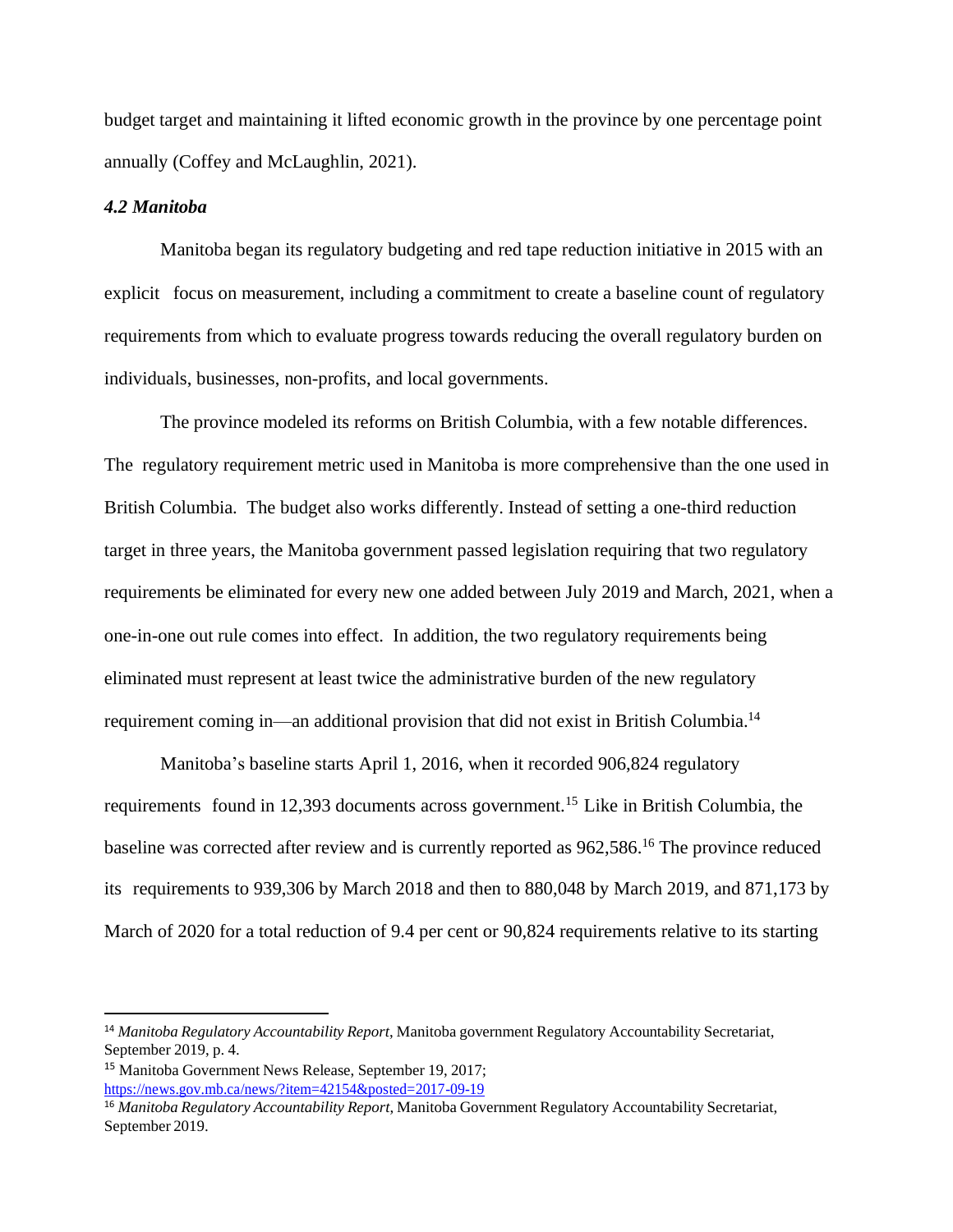budget target and maintaining it lifted economic growth in the province by one percentage point annually (Coffey and McLaughlin, 2021).

### *4.2 Manitoba*

Manitoba began its regulatory budgeting and red tape reduction initiative in 2015 with an explicit focus on measurement, including a commitment to create a baseline count of regulatory requirements from which to evaluate progress towards reducing the overall regulatory burden on individuals, businesses, non-profits, and local governments.

The province modeled its reforms on British Columbia, with a few notable differences. The regulatory requirement metric used in Manitoba is more comprehensive than the one used in British Columbia. The budget also works differently. Instead of setting a one-third reduction target in three years, the Manitoba government passed legislation requiring that two regulatory requirements be eliminated for every new one added between July 2019 and March, 2021, when a one-in-one out rule comes into effect. In addition, the two regulatory requirements being eliminated must represent at least twice the administrative burden of the new regulatory requirement coming in—an additional provision that did not exist in British Columbia.[14]

Manitoba's baseline starts April 1, 2016, when it recorded 906,824 regulatory requirements found in 12,393 documents across government.[15] Like in British Columbia, the baseline was corrected after review and is currently reported as 962,586.[16] The province reduced its requirements to 939,306 by March 2018 and then to 880,048 by March 2019, and 871,173 by March of 2020 for a total reduction of 9.4 per cent or 90,824 requirements relative to its starting

---

[14] *Manitoba Regulatory Accountability Report*, Manitoba government Regulatory Accountability Secretariat, September 2019, p. 4.

[15] Manitoba Government News Release, September 19, 2017; https://news.gov.mb.ca/news/?item=42154&posted=2017-09-19

[16] *Manitoba Regulatory Accountability Report*, Manitoba Government Regulatory Accountability Secretariat, September 2019.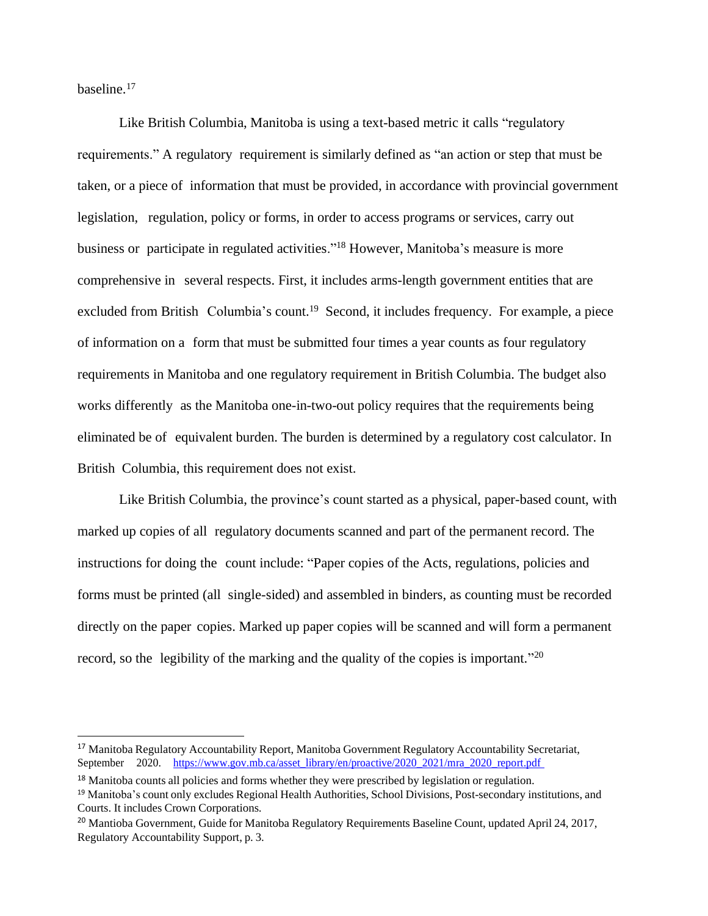baseline.[17]

Like British Columbia, Manitoba is using a text-based metric it calls "regulatory requirements." A regulatory requirement is similarly defined as "an action or step that must be taken, or a piece of information that must be provided, in accordance with provincial government legislation, regulation, policy or forms, in order to access programs or services, carry out business or participate in regulated activities."[18] However, Manitoba's measure is more comprehensive in several respects. First, it includes arms-length government entities that are excluded from British Columbia's count.[19] Second, it includes frequency. For example, a piece of information on a form that must be submitted four times a year counts as four regulatory requirements in Manitoba and one regulatory requirement in British Columbia. The budget also works differently as the Manitoba one-in-two-out policy requires that the requirements being eliminated be of equivalent burden. The burden is determined by a regulatory cost calculator. In British Columbia, this requirement does not exist.

Like British Columbia, the province's count started as a physical, paper-based count, with marked up copies of all regulatory documents scanned and part of the permanent record. The instructions for doing the count include: "Paper copies of the Acts, regulations, policies and forms must be printed (all single-sided) and assembled in binders, as counting must be recorded directly on the paper copies. Marked up paper copies will be scanned and will form a permanent record, so the legibility of the marking and the quality of the copies is important."[20]

---

[17] Manitoba Regulatory Accountability Report, Manitoba Government Regulatory Accountability Secretariat, September 2020. https://www.gov.mb.ca/asset_library/en/proactive/2020_2021/mra_2020_report.pdf

[18] Manitoba counts all policies and forms whether they were prescribed by legislation or regulation.

[19] Manitoba's count only excludes Regional Health Authorities, School Divisions, Post-secondary institutions, and Courts. It includes Crown Corporations.

[20] Mantioba Government, Guide for Manitoba Regulatory Requirements Baseline Count, updated April 24, 2017, Regulatory Accountability Support, p. 3.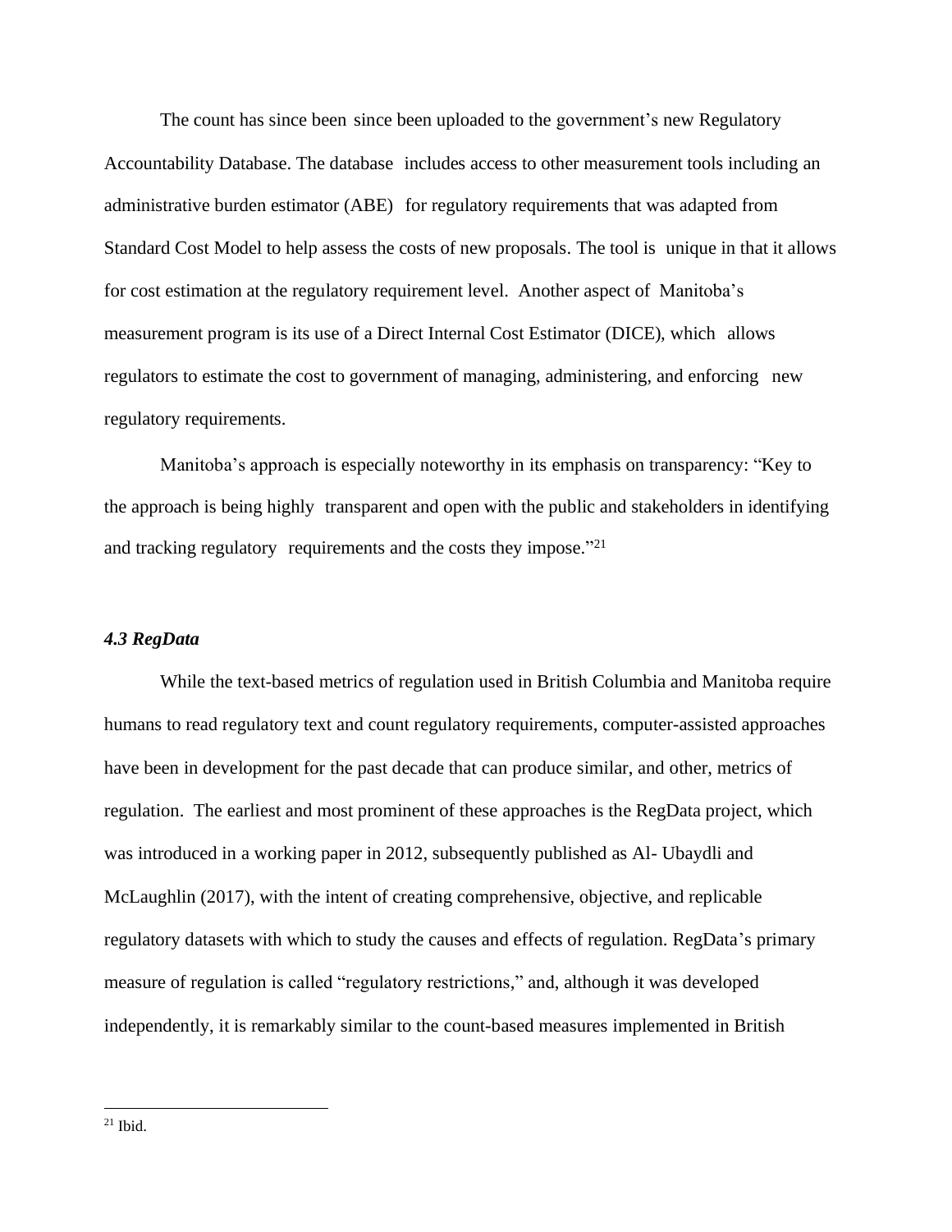The count has since been since been uploaded to the government's new Regulatory Accountability Database. The database includes access to other measurement tools including an administrative burden estimator (ABE) for regulatory requirements that was adapted from Standard Cost Model to help assess the costs of new proposals. The tool is unique in that it allows for cost estimation at the regulatory requirement level. Another aspect of Manitoba's measurement program is its use of a Direct Internal Cost Estimator (DICE), which allows regulators to estimate the cost to government of managing, administering, and enforcing new regulatory requirements.

Manitoba's approach is especially noteworthy in its emphasis on transparency: "Key to the approach is being highly transparent and open with the public and stakeholders in identifying and tracking regulatory requirements and the costs they impose."[21]

### *4.3 RegData*

While the text-based metrics of regulation used in British Columbia and Manitoba require humans to read regulatory text and count regulatory requirements, computer-assisted approaches have been in development for the past decade that can produce similar, and other, metrics of regulation. The earliest and most prominent of these approaches is the RegData project, which was introduced in a working paper in 2012, subsequently published as Al- Ubaydli and McLaughlin (2017), with the intent of creating comprehensive, objective, and replicable regulatory datasets with which to study the causes and effects of regulation. RegData's primary measure of regulation is called "regulatory restrictions," and, although it was developed independently, it is remarkably similar to the count-based measures implemented in British

---

[21] Ibid.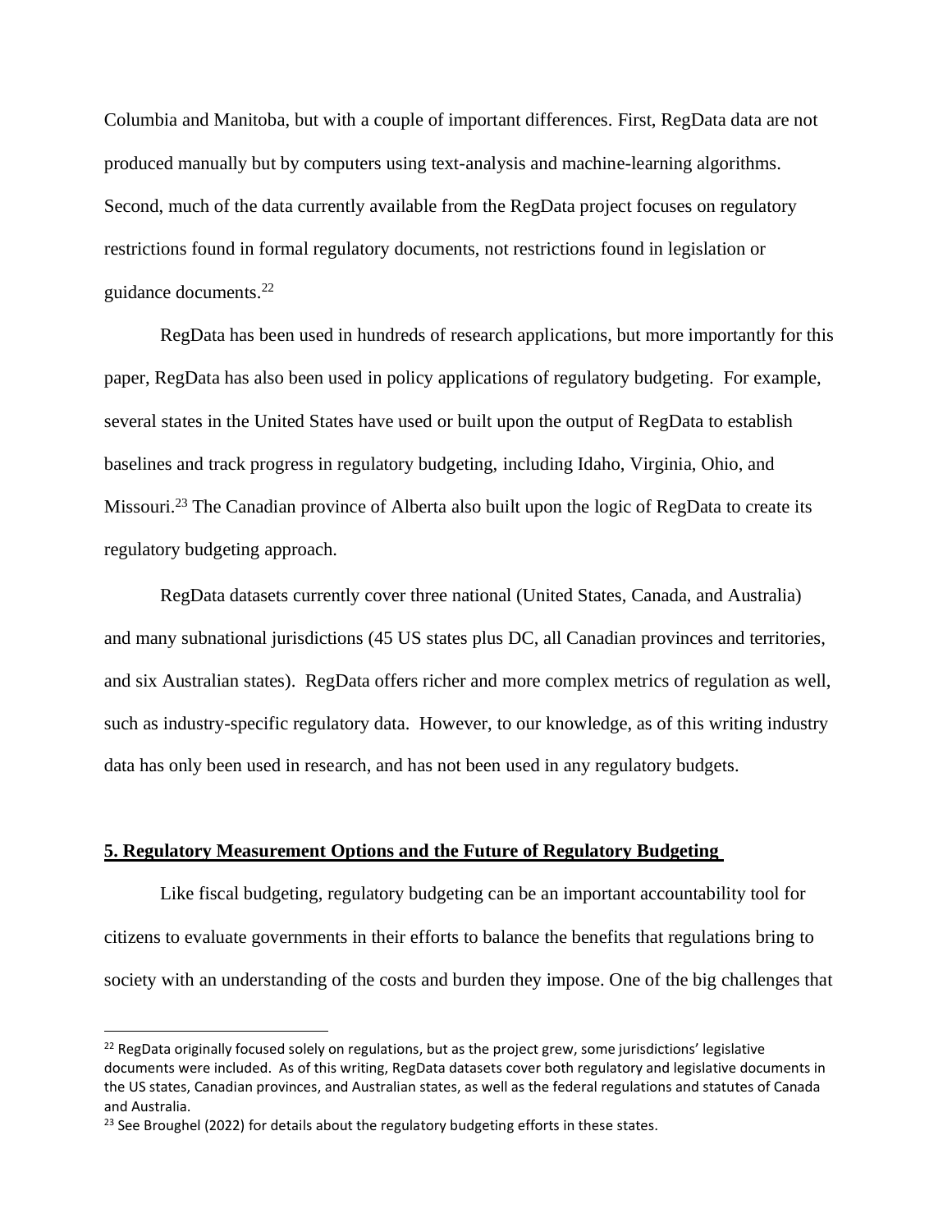Columbia and Manitoba, but with a couple of important differences. First, RegData data are not produced manually but by computers using text-analysis and machine-learning algorithms. Second, much of the data currently available from the RegData project focuses on regulatory restrictions found in formal regulatory documents, not restrictions found in legislation or guidance documents.[22]

RegData has been used in hundreds of research applications, but more importantly for this paper, RegData has also been used in policy applications of regulatory budgeting. For example, several states in the United States have used or built upon the output of RegData to establish baselines and track progress in regulatory budgeting, including Idaho, Virginia, Ohio, and Missouri.[23] The Canadian province of Alberta also built upon the logic of RegData to create its regulatory budgeting approach.

RegData datasets currently cover three national (United States, Canada, and Australia) and many subnational jurisdictions (45 US states plus DC, all Canadian provinces and territories, and six Australian states). RegData offers richer and more complex metrics of regulation as well, such as industry-specific regulatory data. However, to our knowledge, as of this writing industry data has only been used in research, and has not been used in any regulatory budgets.

## 5. Regulatory Measurement Options and the Future of Regulatory Budgeting

Like fiscal budgeting, regulatory budgeting can be an important accountability tool for citizens to evaluate governments in their efforts to balance the benefits that regulations bring to society with an understanding of the costs and burden they impose. One of the big challenges that

---

[22] RegData originally focused solely on regulations, but as the project grew, some jurisdictions' legislative documents were included. As of this writing, RegData datasets cover both regulatory and legislative documents in the US states, Canadian provinces, and Australian states, as well as the federal regulations and statutes of Canada and Australia.

[23] See Broughel (2022) for details about the regulatory budgeting efforts in these states.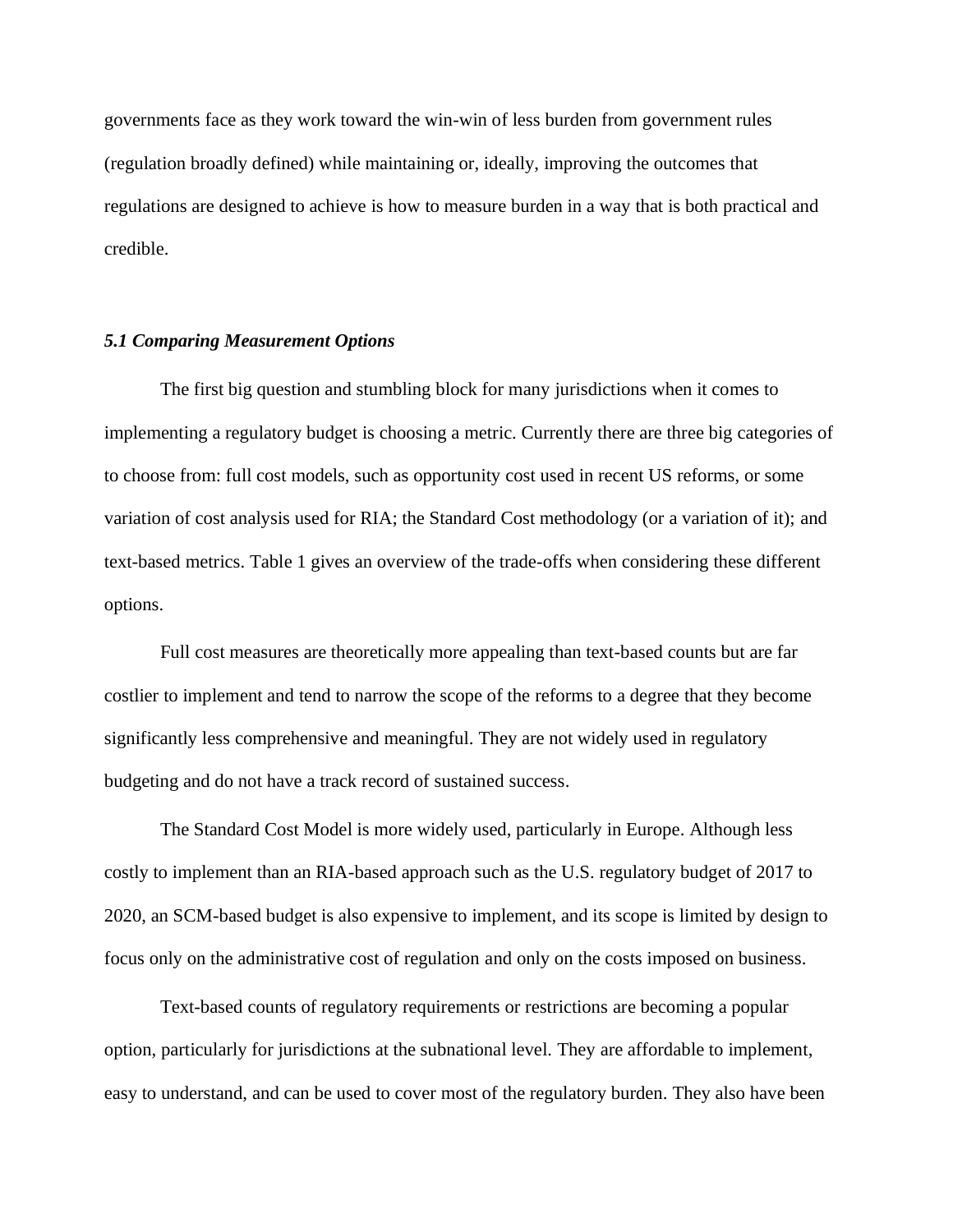governments face as they work toward the win-win of less burden from government rules (regulation broadly defined) while maintaining or, ideally, improving the outcomes that regulations are designed to achieve is how to measure burden in a way that is both practical and credible.

### *5.1 Comparing Measurement Options*

The first big question and stumbling block for many jurisdictions when it comes to implementing a regulatory budget is choosing a metric. Currently there are three big categories of to choose from: full cost models, such as opportunity cost used in recent US reforms, or some variation of cost analysis used for RIA; the Standard Cost methodology (or a variation of it); and text-based metrics. Table 1 gives an overview of the trade-offs when considering these different options.

Full cost measures are theoretically more appealing than text-based counts but are far costlier to implement and tend to narrow the scope of the reforms to a degree that they become significantly less comprehensive and meaningful. They are not widely used in regulatory budgeting and do not have a track record of sustained success.

The Standard Cost Model is more widely used, particularly in Europe. Although less costly to implement than an RIA-based approach such as the U.S. regulatory budget of 2017 to 2020, an SCM-based budget is also expensive to implement, and its scope is limited by design to focus only on the administrative cost of regulation and only on the costs imposed on business.

Text-based counts of regulatory requirements or restrictions are becoming a popular option, particularly for jurisdictions at the subnational level. They are affordable to implement, easy to understand, and can be used to cover most of the regulatory burden. They also have been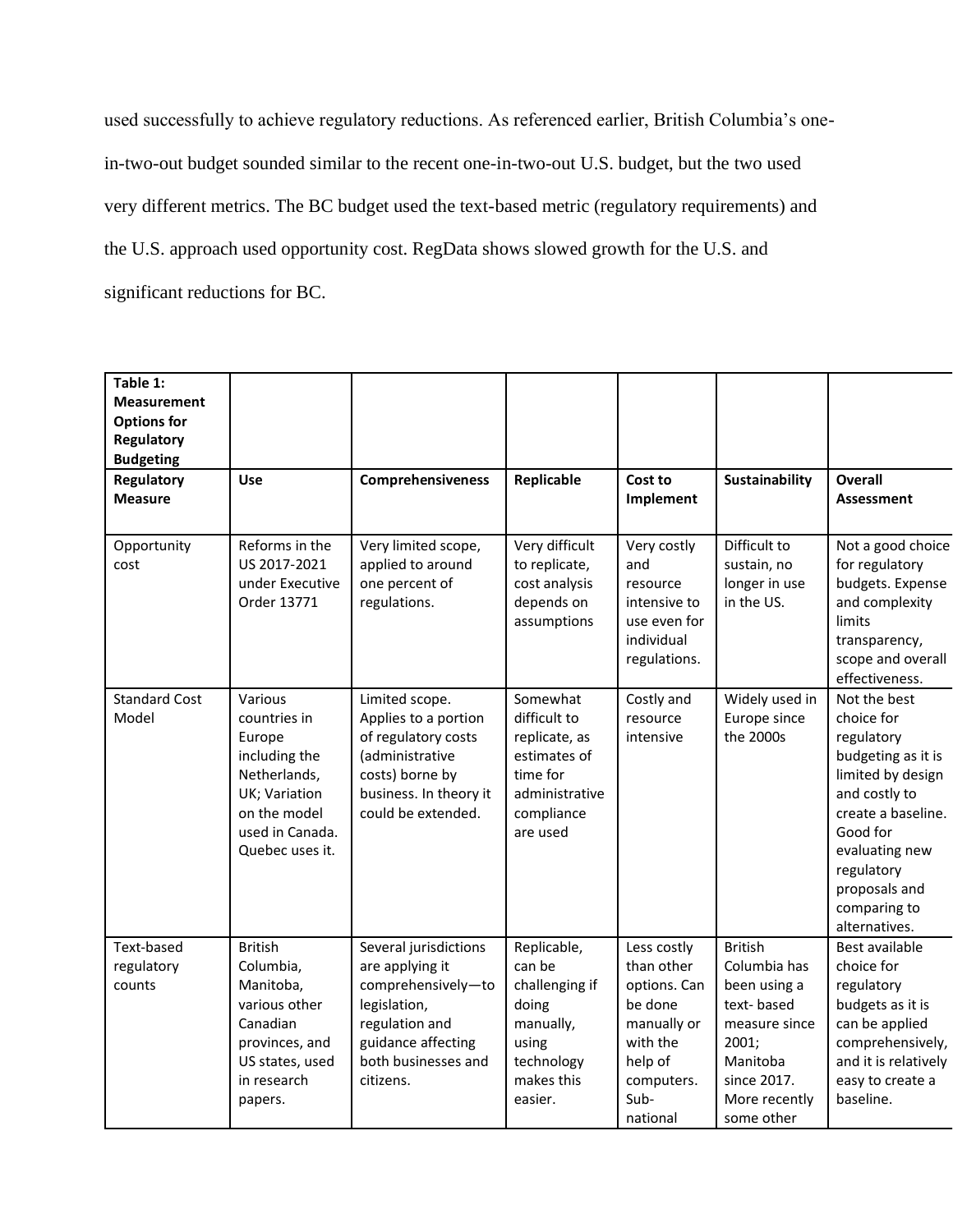used successfully to achieve regulatory reductions. As referenced earlier, British Columbia's one-in-two-out budget sounded similar to the recent one-in-two-out U.S. budget, but the two used very different metrics. The BC budget used the text-based metric (regulatory requirements) and the U.S. approach used opportunity cost. RegData shows slowed growth for the U.S. and significant reductions for BC.

| **Table 1: Measurement Options for Regulatory Budgeting** | | | | | | |
|---|---|---|---|---|---|---|
| **Regulatory Measure** | **Use** | **Comprehensiveness** | **Replicable** | **Cost to Implement** | **Sustainability** | **Overall Assessment** |
| Opportunity cost | Reforms in the US 2017-2021 under Executive Order 13771 | Very limited scope, applied to around one percent of regulations. | Very difficult to replicate, cost analysis depends on assumptions | Very costly and resource intensive to use even for individual regulations. | Difficult to sustain, no longer in use in the US. | Not a good choice for regulatory budgets. Expense and complexity limits transparency, scope and overall effectiveness. |
| Standard Cost Model | Various countries in Europe including the Netherlands, UK; Variation on the model used in Canada. Quebec uses it. | Limited scope. Applies to a portion of regulatory costs (administrative costs) borne by business. In theory it could be extended. | Somewhat difficult to replicate, as estimates of time for administrative compliance are used | Costly and resource intensive | Widely used in Europe since the 2000s | Not the best choice for regulatory budgeting as it is limited by design and costly to create a baseline. Good for evaluating new regulatory proposals and comparing to alternatives. |
| Text-based regulatory counts | British Columbia, Manitoba, various other Canadian provinces, and US states, used in research papers. | Several jurisdictions are applying it comprehensively—to legislation, regulation and guidance affecting both businesses and citizens. | Replicable, can be challenging if doing manually, using technology makes this easier. | Less costly than other options. Can be done manually or with the help of computers. Sub-national | British Columbia has been using a text- based measure since 2001; Manitoba since 2017. More recently some other | Best available choice for regulatory budgets as it is can be applied comprehensively, and it is relatively easy to create a baseline. |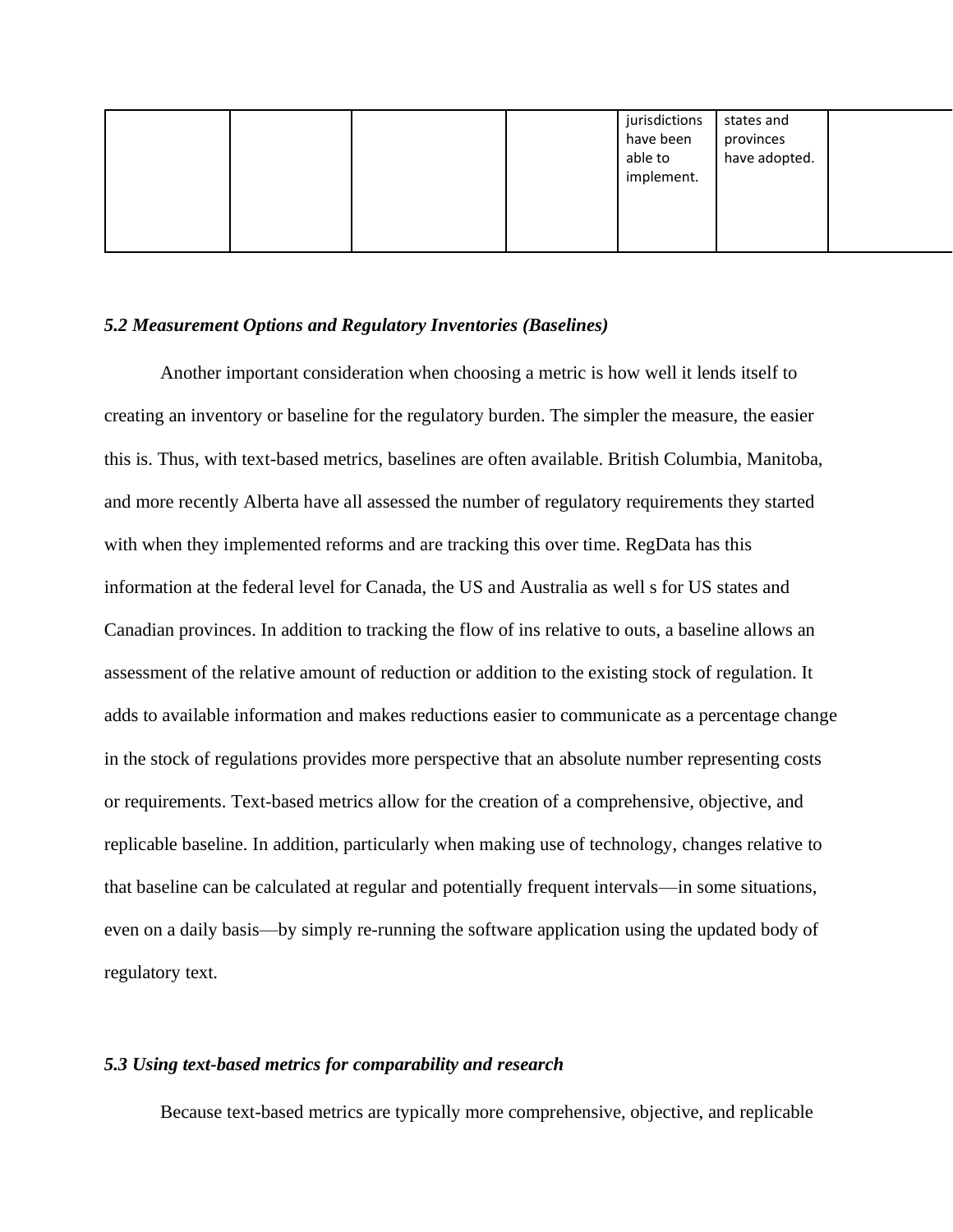| | | | | jurisdictions have been able to implement. | states and provinces have adopted. | |
|---|---|---|---|---|---|---|

### *5.2 Measurement Options and Regulatory Inventories (Baselines)*

Another important consideration when choosing a metric is how well it lends itself to creating an inventory or baseline for the regulatory burden. The simpler the measure, the easier this is. Thus, with text-based metrics, baselines are often available. British Columbia, Manitoba, and more recently Alberta have all assessed the number of regulatory requirements they started with when they implemented reforms and are tracking this over time. RegData has this information at the federal level for Canada, the US and Australia as well s for US states and Canadian provinces. In addition to tracking the flow of ins relative to outs, a baseline allows an assessment of the relative amount of reduction or addition to the existing stock of regulation. It adds to available information and makes reductions easier to communicate as a percentage change in the stock of regulations provides more perspective that an absolute number representing costs or requirements. Text-based metrics allow for the creation of a comprehensive, objective, and replicable baseline. In addition, particularly when making use of technology, changes relative to that baseline can be calculated at regular and potentially frequent intervals—in some situations, even on a daily basis—by simply re-running the software application using the updated body of regulatory text.

### *5.3 Using text-based metrics for comparability and research*

Because text-based metrics are typically more comprehensive, objective, and replicable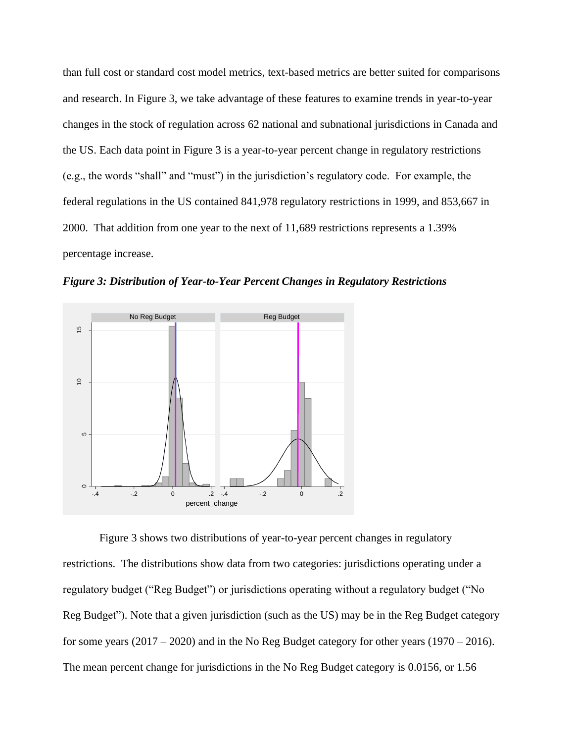than full cost or standard cost model metrics, text-based metrics are better suited for comparisons and research. In Figure 3, we take advantage of these features to examine trends in year-to-year changes in the stock of regulation across 62 national and subnational jurisdictions in Canada and the US. Each data point in Figure 3 is a year-to-year percent change in regulatory restrictions (e.g., the words "shall" and "must") in the jurisdiction's regulatory code. For example, the federal regulations in the US contained 841,978 regulatory restrictions in 1999, and 853,667 in 2000. That addition from one year to the next of 11,689 restrictions represents a 1.39% percentage increase.

***Figure 3: Distribution of Year-to-Year Percent Changes in Regulatory Restrictions***

Figure 3 shows two distributions of year-to-year percent changes in regulatory restrictions. The distributions show data from two categories: jurisdictions operating under a regulatory budget ("Reg Budget") or jurisdictions operating without a regulatory budget ("No Reg Budget"). Note that a given jurisdiction (such as the US) may be in the Reg Budget category for some years (2017 – 2020) and in the No Reg Budget category for other years (1970 – 2016). The mean percent change for jurisdictions in the No Reg Budget category is 0.0156, or 1.56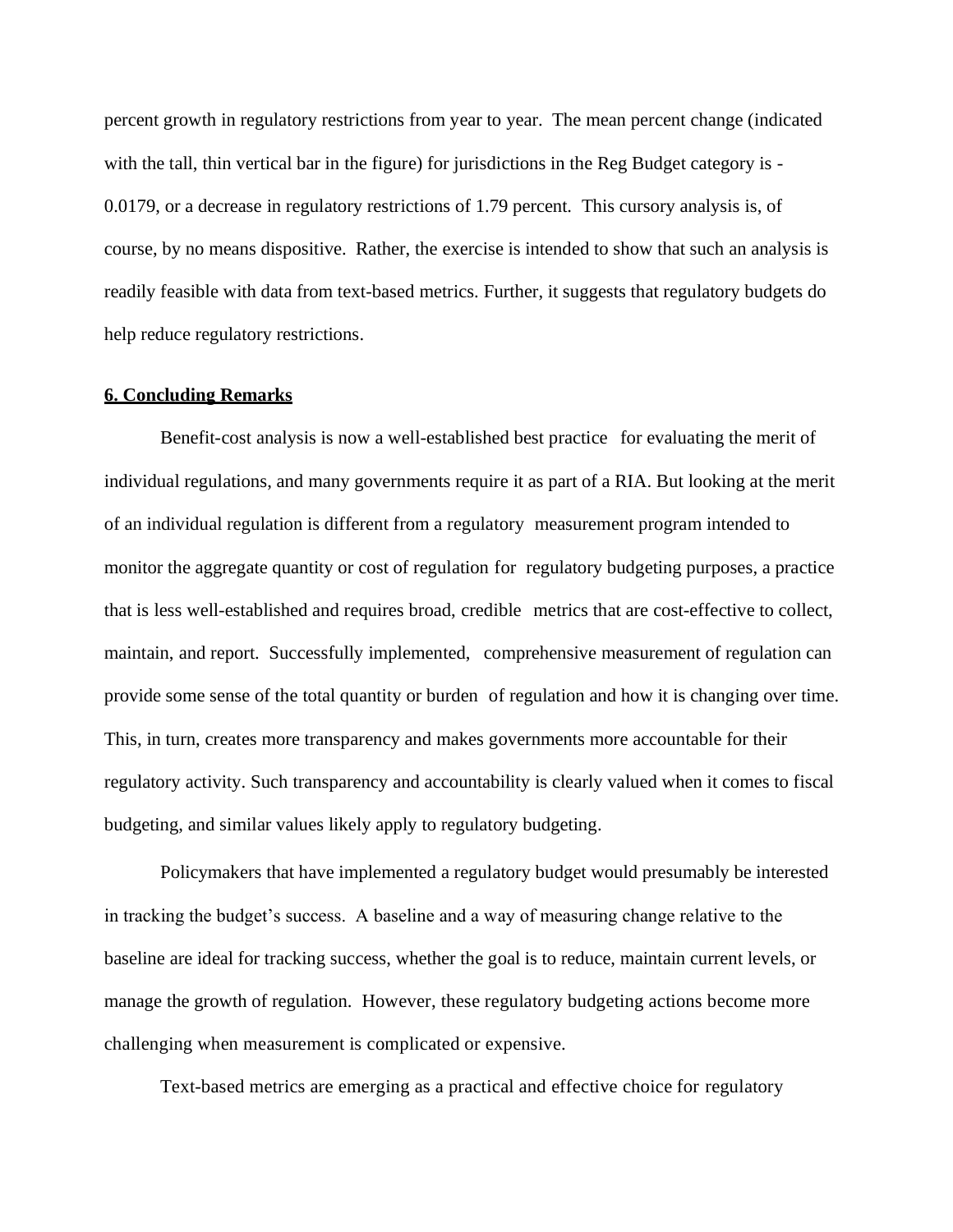percent growth in regulatory restrictions from year to year. The mean percent change (indicated with the tall, thin vertical bar in the figure) for jurisdictions in the Reg Budget category is -0.0179, or a decrease in regulatory restrictions of 1.79 percent. This cursory analysis is, of course, by no means dispositive. Rather, the exercise is intended to show that such an analysis is readily feasible with data from text-based metrics. Further, it suggests that regulatory budgets do help reduce regulatory restrictions.

## 6. Concluding Remarks

Benefit-cost analysis is now a well-established best practice for evaluating the merit of individual regulations, and many governments require it as part of a RIA. But looking at the merit of an individual regulation is different from a regulatory measurement program intended to monitor the aggregate quantity or cost of regulation for regulatory budgeting purposes, a practice that is less well-established and requires broad, credible metrics that are cost-effective to collect, maintain, and report. Successfully implemented, comprehensive measurement of regulation can provide some sense of the total quantity or burden of regulation and how it is changing over time. This, in turn, creates more transparency and makes governments more accountable for their regulatory activity. Such transparency and accountability is clearly valued when it comes to fiscal budgeting, and similar values likely apply to regulatory budgeting.

Policymakers that have implemented a regulatory budget would presumably be interested in tracking the budget's success. A baseline and a way of measuring change relative to the baseline are ideal for tracking success, whether the goal is to reduce, maintain current levels, or manage the growth of regulation. However, these regulatory budgeting actions become more challenging when measurement is complicated or expensive.

Text-based metrics are emerging as a practical and effective choice for regulatory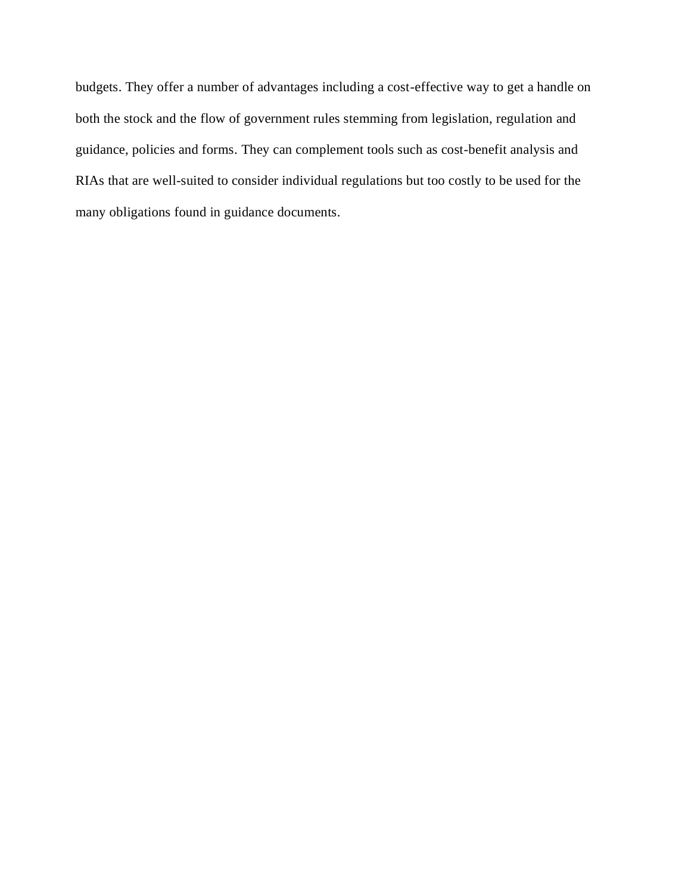budgets. They offer a number of advantages including a cost-effective way to get a handle on both the stock and the flow of government rules stemming from legislation, regulation and guidance, policies and forms. They can complement tools such as cost-benefit analysis and RIAs that are well-suited to consider individual regulations but too costly to be used for the many obligations found in guidance documents.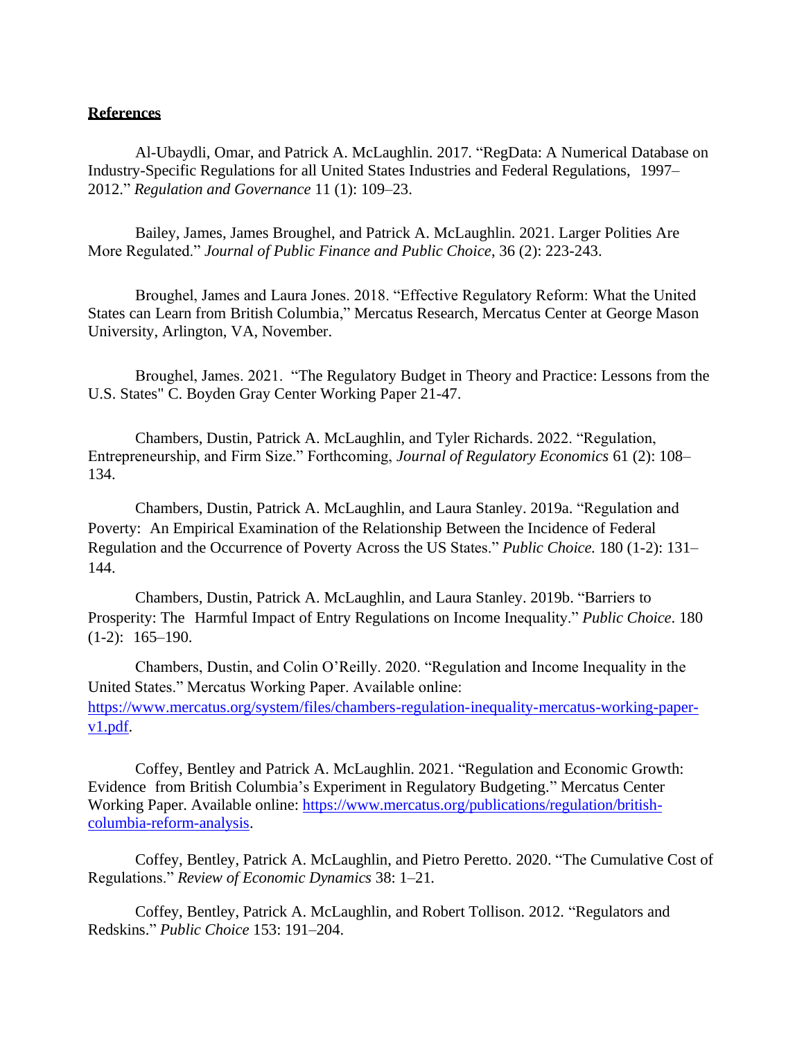**References**

Al-Ubaydli, Omar, and Patrick A. McLaughlin. 2017. "RegData: A Numerical Database on Industry-Specific Regulations for all United States Industries and Federal Regulations, 1997–2012." *Regulation and Governance* 11 (1): 109–23.

Bailey, James, James Broughel, and Patrick A. McLaughlin. 2021. Larger Polities Are More Regulated." *Journal of Public Finance and Public Choice*, 36 (2): 223-243.

Broughel, James and Laura Jones. 2018. "Effective Regulatory Reform: What the United States can Learn from British Columbia," Mercatus Research, Mercatus Center at George Mason University, Arlington, VA, November.

Broughel, James. 2021. "The Regulatory Budget in Theory and Practice: Lessons from the U.S. States" C. Boyden Gray Center Working Paper 21-47.

Chambers, Dustin, Patrick A. McLaughlin, and Tyler Richards. 2022. "Regulation, Entrepreneurship, and Firm Size." Forthcoming, *Journal of Regulatory Economics* 61 (2): 108–134.

Chambers, Dustin, Patrick A. McLaughlin, and Laura Stanley. 2019a. "Regulation and Poverty: An Empirical Examination of the Relationship Between the Incidence of Federal Regulation and the Occurrence of Poverty Across the US States." *Public Choice.* 180 (1-2): 131–144.

Chambers, Dustin, Patrick A. McLaughlin, and Laura Stanley. 2019b. "Barriers to Prosperity: The Harmful Impact of Entry Regulations on Income Inequality." *Public Choice*. 180 (1-2): 165–190.

Chambers, Dustin, and Colin O'Reilly. 2020. "Regulation and Income Inequality in the United States." Mercatus Working Paper. Available online: https://www.mercatus.org/system/files/chambers-regulation-inequality-mercatus-working-paper-v1.pdf.

Coffey, Bentley and Patrick A. McLaughlin. 2021. "Regulation and Economic Growth: Evidence from British Columbia's Experiment in Regulatory Budgeting." Mercatus Center Working Paper. Available online: https://www.mercatus.org/publications/regulation/british-columbia-reform-analysis.

Coffey, Bentley, Patrick A. McLaughlin, and Pietro Peretto. 2020. "The Cumulative Cost of Regulations." *Review of Economic Dynamics* 38: 1–21.

Coffey, Bentley, Patrick A. McLaughlin, and Robert Tollison. 2012. "Regulators and Redskins." *Public Choice* 153: 191–204.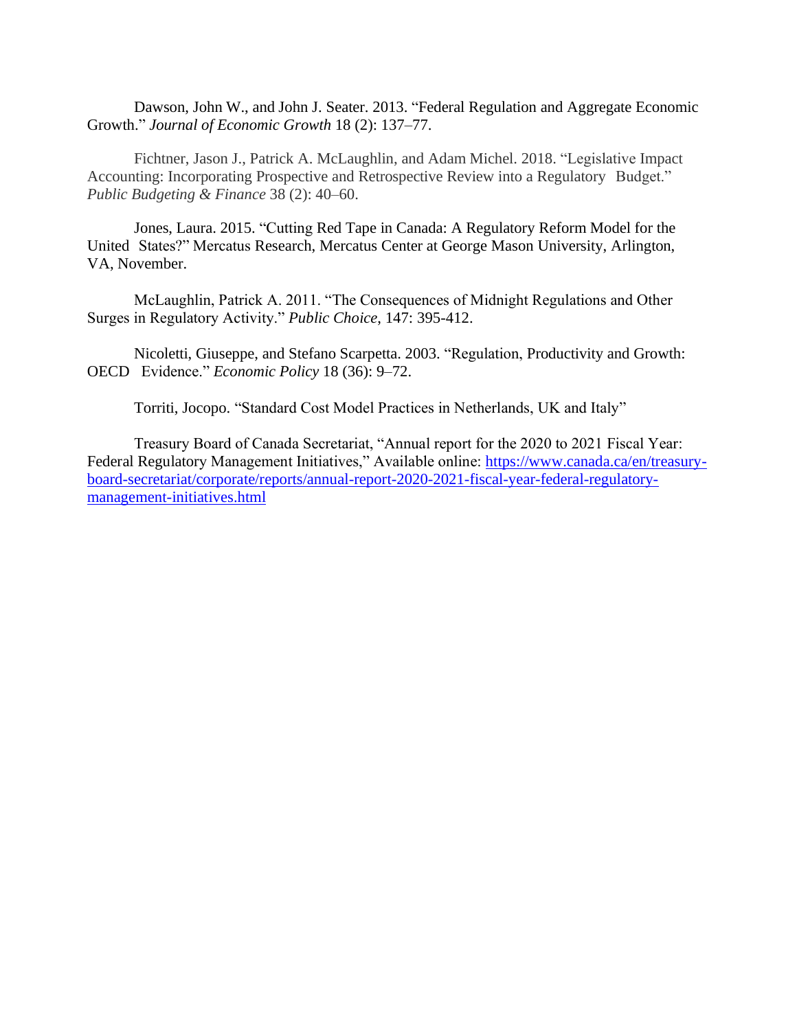Dawson, John W., and John J. Seater. 2013. "Federal Regulation and Aggregate Economic Growth." *Journal of Economic Growth* 18 (2): 137–77.

Fichtner, Jason J., Patrick A. McLaughlin, and Adam Michel. 2018. "Legislative Impact Accounting: Incorporating Prospective and Retrospective Review into a Regulatory Budget." *Public Budgeting & Finance* 38 (2): 40–60.

Jones, Laura. 2015. "Cutting Red Tape in Canada: A Regulatory Reform Model for the United States?" Mercatus Research, Mercatus Center at George Mason University, Arlington, VA, November.

McLaughlin, Patrick A. 2011. "The Consequences of Midnight Regulations and Other Surges in Regulatory Activity." *Public Choice*, 147: 395-412.

Nicoletti, Giuseppe, and Stefano Scarpetta. 2003. "Regulation, Productivity and Growth: OECD Evidence." *Economic Policy* 18 (36): 9–72.

Torriti, Jocopo. "Standard Cost Model Practices in Netherlands, UK and Italy"

Treasury Board of Canada Secretariat, "Annual report for the 2020 to 2021 Fiscal Year: Federal Regulatory Management Initiatives," Available online: https://www.canada.ca/en/treasury-board-secretariat/corporate/reports/annual-report-2020-2021-fiscal-year-federal-regulatory-management-initiatives.html